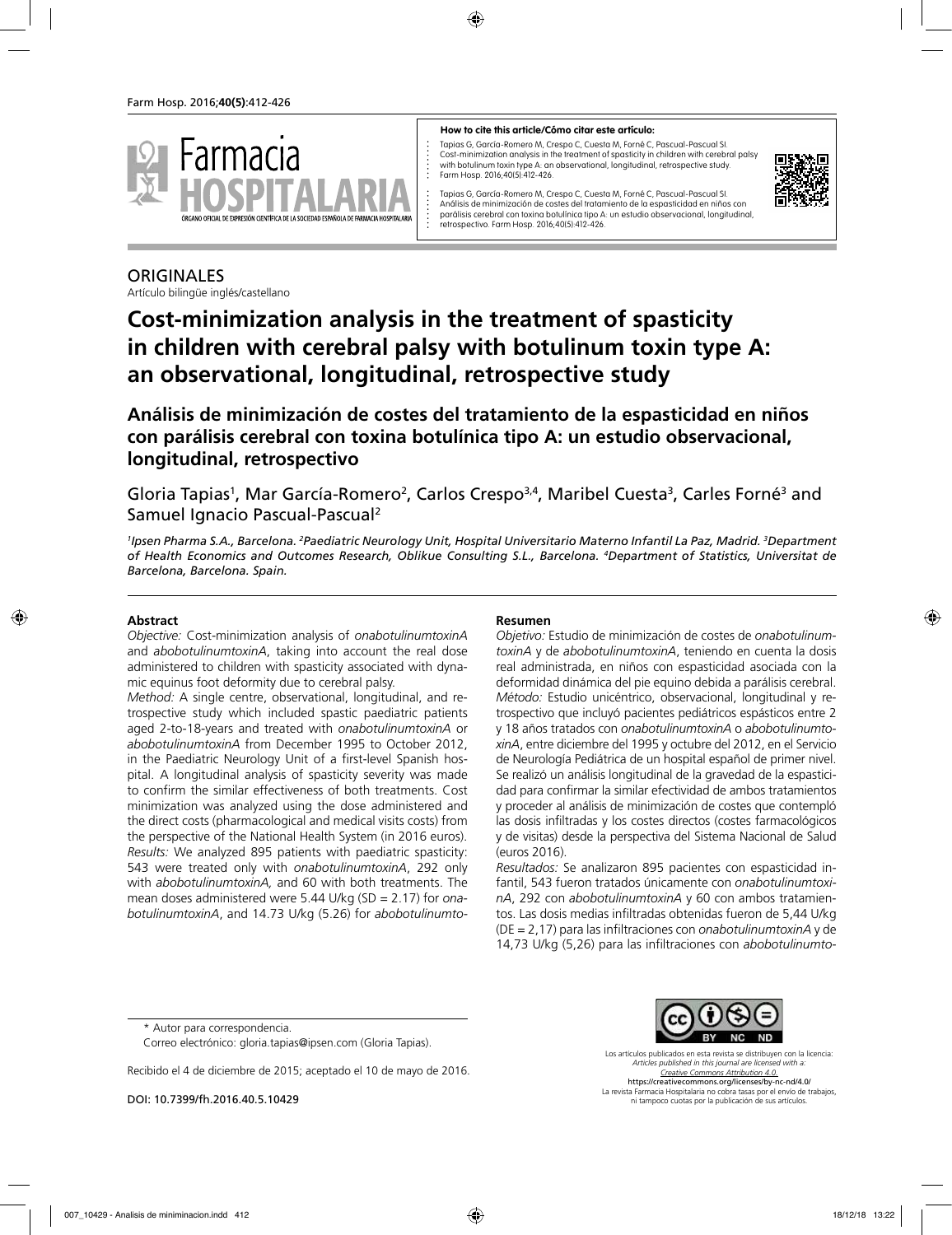**How to cite this article/Cómo citar este artículo:**

Tapias G, García-Romero M, Crespo C, Cuesta M, Forné C, Pascual-Pascual SI. Cost-minimization analysis in the treatment of spasticity in children with cerebral palsy with botulinum toxin type A: an observational, longitudinal, retrospective study. Farm Hosp. 2016;40(5):412-426.

Tapias G, García-Romero M, Crespo C, Cuesta M, Forné C, Pascual-Pascual SI. Análisis de minimización de costes del tratamiento de la espasticidad en niños con parálisis cerebral con toxina botulínica tipo A: un estudio observacional, longitudinal, retrospectivo. Farm Hosp. 2016;40(5):412-426.

ORIGINALES

Artículo bilingüe inglés/castellano

# Cost-minimization analysis in the treatment of spasticity in children with cerebral palsy with botulinum toxin type A: an observational, longitudinal, retrospective study

## Análisis de minimización de costes del tratamiento de la espasticidad en niños con parálisis cerebral con toxina botulínica tipo A: un estudio observacional, longitudinal, retrospectivo

Gloria Tapias[1], Mar García-Romero[2], Carlos Crespo[3,4], Maribel Cuesta[3], Carles Forné[3] and Samuel Ignacio Pascual-Pascual[2]

*[1]Ipsen Pharma S.A., Barcelona. [2]Paediatric Neurology Unit, Hospital Universitario Materno Infantil La Paz, Madrid. [3]Department of Health Economics and Outcomes Research, Oblikue Consulting S.L., Barcelona. [4]Department of Statistics, Universitat de Barcelona, Barcelona. Spain.*

### Abstract

*Objective:* Cost-minimization analysis of *onabotulinumtoxinA* and *abobotulinumtoxinA*, taking into account the real dose administered to children with spasticity associated with dynamic equinus foot deformity due to cerebral palsy.

*Method:* A single centre, observational, longitudinal, and retrospective study which included spastic paediatric patients aged 2-to-18-years and treated with *onabotulinumtoxinA* or *abobotulinumtoxinA* from December 1995 to October 2012, in the Paediatric Neurology Unit of a first-level Spanish hospital. A longitudinal analysis of spasticity severity was made to confirm the similar effectiveness of both treatments. Cost minimization was analyzed using the dose administered and the direct costs (pharmacological and medical visits costs) from the perspective of the National Health System (in 2016 euros).

*Results:* We analyzed 895 patients with paediatric spasticity: 543 were treated only with *onabotulinumtoxinA*, 292 only with *abobotulinumtoxinA,* and 60 with both treatments. The mean doses administered were 5.44 U/kg (SD = 2.17) for *onabotulinumtoxinA*, and 14.73 U/kg (5.26) for *abobotulinumto-*

### Resumen

*Objetivo:* Estudio de minimización de costes de *onabotulinumtoxinA* y de *abobotulinumtoxinA*, teniendo en cuenta la dosis real administrada, en niños con espasticidad asociada con la deformidad dinámica del pie equino debida a parálisis cerebral.

*Método:* Estudio unicéntrico, observacional, longitudinal y retrospectivo que incluyó pacientes pediátricos espásticos entre 2 y 18 años tratados con *onabotulinumtoxinA* o *abobotulinumtoxinA*, entre diciembre del 1995 y octubre del 2012, en el Servicio de Neurología Pediátrica de un hospital español de primer nivel. Se realizó un análisis longitudinal de la gravedad de la espasticidad para confirmar la similar efectividad de ambos tratamientos y proceder al análisis de minimización de costes que contempló las dosis infiltradas y los costes directos (costes farmacológicos y de visitas) desde la perspectiva del Sistema Nacional de Salud (euros 2016).

*Resultados:* Se analizaron 895 pacientes con espasticidad infantil, 543 fueron tratados únicamente con *onabotulinumtoxinA*, 292 con *abobotulinumtoxinA* y 60 con ambos tratamientos. Las dosis medias infiltradas obtenidas fueron de 5,44 U/kg (DE = 2,17) para las infiltraciones con *onabotulinumtoxinA* y de 14,73 U/kg (5,26) para las infiltraciones con *abobotulinumto-*

\* Autor para correspondencia.

Correo electrónico: gloria.tapias@ipsen.com (Gloria Tapias).

Recibido el 4 de diciembre de 2015; aceptado el 10 de mayo de 2016.

DOI: 10.7399/fh.2016.40.5.10429

Los artículos publicados en esta revista se distribuyen con la licencia: *Articles published in this journal are licensed with a: Creative Commons Attribution 4.0.* https://creativecommons.org/licenses/by-nc-nd/4.0/ La revista Farmacia Hospitalaria no cobra tasas por el envío de trabajos, ni tampoco cuotas por la publicación de sus artículos.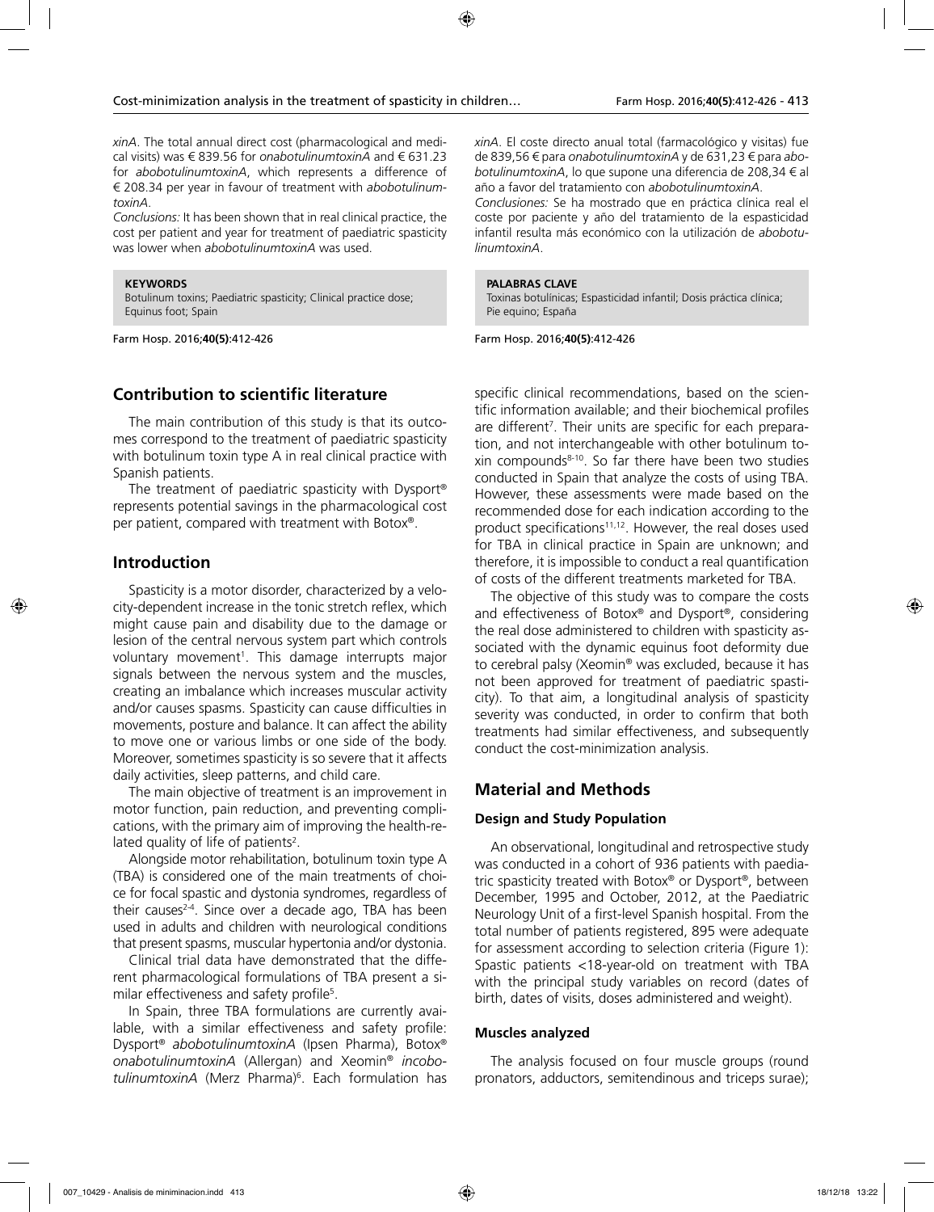*xinA*. The total annual direct cost (pharmacological and medical visits) was € 839.56 for *onabotulinumtoxinA* and € 631.23 for *abobotulinumtoxinA*, which represents a difference of € 208.34 per year in favour of treatment with *abobotulinumtoxinA*.

*Conclusions:* It has been shown that in real clinical practice, the cost per patient and year for treatment of paediatric spasticity was lower when *abobotulinumtoxinA* was used.

**KEYWORDS**
Botulinum toxins; Paediatric spasticity; Clinical practice dose; Equinus foot; Spain

*xinA*. El coste directo anual total (farmacológico y visitas) fue de 839,56 € para *onabotulinumtoxinA* y de 631,23 € para *abobotulinumtoxinA*, lo que supone una diferencia de 208,34 € al año a favor del tratamiento con *abobotulinumtoxinA*.

*Conclusiones:* Se ha mostrado que en práctica clínica real el coste por paciente y año del tratamiento de la espasticidad infantil resulta más económico con la utilización de *abobotulinumtoxinA*.

**PALABRAS CLAVE**
Toxinas botulínicas; Espasticidad infantil; Dosis práctica clínica; Pie equino; España

## Contribution to scientific literature

The main contribution of this study is that its outcomes correspond to the treatment of paediatric spasticity with botulinum toxin type A in real clinical practice with Spanish patients.

The treatment of paediatric spasticity with Dysport® represents potential savings in the pharmacological cost per patient, compared with treatment with Botox®.

## Introduction

Spasticity is a motor disorder, characterized by a velocity-dependent increase in the tonic stretch reflex, which might cause pain and disability due to the damage or lesion of the central nervous system part which controls voluntary movement[1]. This damage interrupts major signals between the nervous system and the muscles, creating an imbalance which increases muscular activity and/or causes spasms. Spasticity can cause difficulties in movements, posture and balance. It can affect the ability to move one or various limbs or one side of the body. Moreover, sometimes spasticity is so severe that it affects daily activities, sleep patterns, and child care.

The main objective of treatment is an improvement in motor function, pain reduction, and preventing complications, with the primary aim of improving the health-related quality of life of patients[2].

Alongside motor rehabilitation, botulinum toxin type A (TBA) is considered one of the main treatments of choice for focal spastic and dystonia syndromes, regardless of their causes[2-4]. Since over a decade ago, TBA has been used in adults and children with neurological conditions that present spasms, muscular hypertonia and/or dystonia.

Clinical trial data have demonstrated that the different pharmacological formulations of TBA present a similar effectiveness and safety profile[5].

In Spain, three TBA formulations are currently available, with a similar effectiveness and safety profile: Dysport® *abobotulinumtoxinA* (Ipsen Pharma), Botox® *onabotulinumtoxinA* (Allergan) and Xeomin® *incobotulinumtoxinA* (Merz Pharma)[6]. Each formulation has specific clinical recommendations, based on the scientific information available; and their biochemical profiles are different[7]. Their units are specific for each preparation, and not interchangeable with other botulinum toxin compounds[8-10]. So far there have been two studies conducted in Spain that analyze the costs of using TBA. However, these assessments were made based on the recommended dose for each indication according to the product specifications[11,12]. However, the real doses used for TBA in clinical practice in Spain are unknown; and therefore, it is impossible to conduct a real quantification of costs of the different treatments marketed for TBA.

The objective of this study was to compare the costs and effectiveness of Botox® and Dysport®, considering the real dose administered to children with spasticity associated with the dynamic equinus foot deformity due to cerebral palsy (Xeomin® was excluded, because it has not been approved for treatment of paediatric spasticity). To that aim, a longitudinal analysis of spasticity severity was conducted, in order to confirm that both treatments had similar effectiveness, and subsequently conduct the cost-minimization analysis.

## Material and Methods

### Design and Study Population

An observational, longitudinal and retrospective study was conducted in a cohort of 936 patients with paediatric spasticity treated with Botox® or Dysport®, between December, 1995 and October, 2012, at the Paediatric Neurology Unit of a first-level Spanish hospital. From the total number of patients registered, 895 were adequate for assessment according to selection criteria (Figure 1): Spastic patients <18-year-old on treatment with TBA with the principal study variables on record (dates of birth, dates of visits, doses administered and weight).

### Muscles analyzed

The analysis focused on four muscle groups (round pronators, adductors, semitendinous and triceps surae);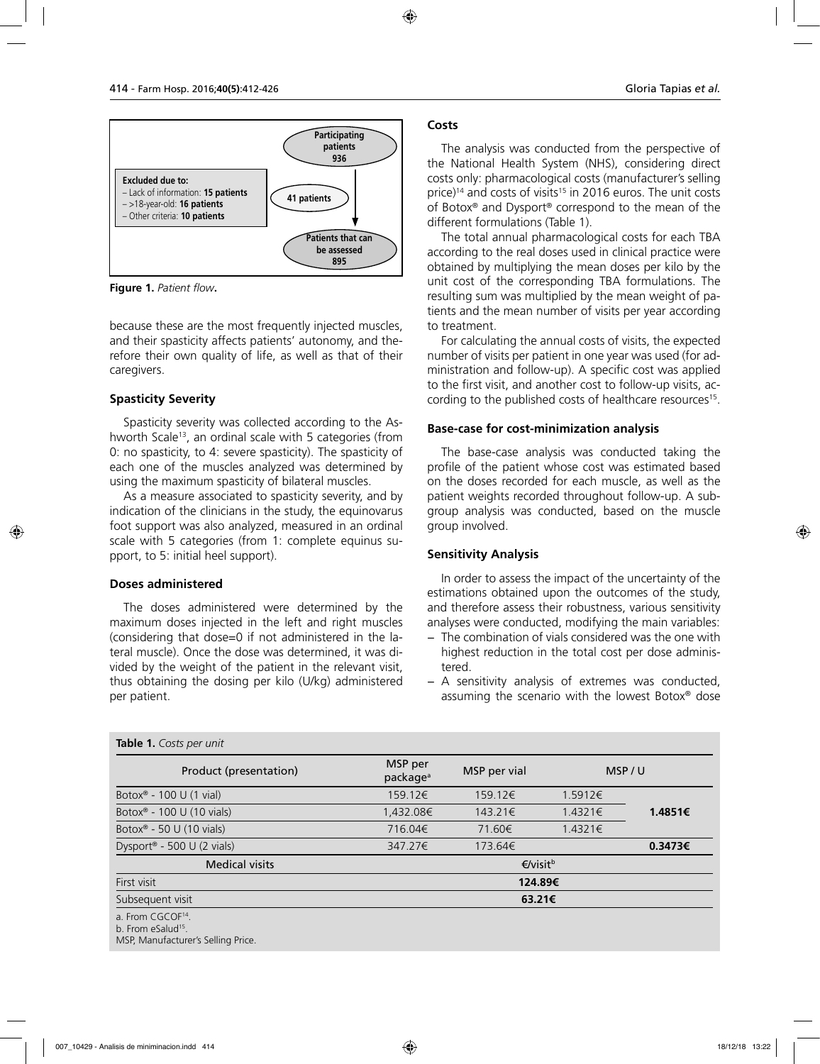**Participating patients 936**

**Excluded due to:**
– Lack of information: **15 patients**
– >18-year-old: **16 patients**
– Other criteria: **10 patients**

**41 patients**

**Patients that can be assessed 895**

**Figure 1.** *Patient flow*.

because these are the most frequently injected muscles, and their spasticity affects patients' autonomy, and therefore their own quality of life, as well as that of their caregivers.

### Spasticity Severity

Spasticity severity was collected according to the Ashworth Scale[13], an ordinal scale with 5 categories (from 0: no spasticity, to 4: severe spasticity). The spasticity of each one of the muscles analyzed was determined by using the maximum spasticity of bilateral muscles.

As a measure associated to spasticity severity, and by indication of the clinicians in the study, the equinovarus foot support was also analyzed, measured in an ordinal scale with 5 categories (from 1: complete equinus support, to 5: initial heel support).

### Doses administered

The doses administered were determined by the maximum doses injected in the left and right muscles (considering that dose=0 if not administered in the lateral muscle). Once the dose was determined, it was divided by the weight of the patient in the relevant visit, thus obtaining the dosing per kilo (U/kg) administered per patient.

### Costs

The analysis was conducted from the perspective of the National Health System (NHS), considering direct costs only: pharmacological costs (manufacturer's selling price)[14] and costs of visits[15] in 2016 euros. The unit costs of Botox® and Dysport® correspond to the mean of the different formulations (Table 1).

The total annual pharmacological costs for each TBA according to the real doses used in clinical practice were obtained by multiplying the mean doses per kilo by the unit cost of the corresponding TBA formulations. The resulting sum was multiplied by the mean weight of patients and the mean number of visits per year according to treatment.

For calculating the annual costs of visits, the expected number of visits per patient in one year was used (for administration and follow-up). A specific cost was applied to the first visit, and another cost to follow-up visits, according to the published costs of healthcare resources[15].

### Base-case for cost-minimization analysis

The base-case analysis was conducted taking the profile of the patient whose cost was estimated based on the doses recorded for each muscle, as well as the patient weights recorded throughout follow-up. A subgroup analysis was conducted, based on the muscle group involved.

### Sensitivity Analysis

In order to assess the impact of the uncertainty of the estimations obtained upon the outcomes of the study, and therefore assess their robustness, various sensitivity analyses were conducted, modifying the main variables:

- The combination of vials considered was the one with highest reduction in the total cost per dose administered.
- A sensitivity analysis of extremes was conducted, assuming the scenario with the lowest Botox® dose

**Table 1.** *Costs per unit*

| Product (presentation) | MSP per package[a] | MSP per vial | MSP / U | |
|---|---|---|---|---|
| Botox® - 100 U (1 vial) | 159.12€ | 159.12€ | 1.5912€ | |
| Botox® - 100 U (10 vials) | 1,432.08€ | 143.21€ | 1.4321€ | **1.4851€** |
| Botox® - 50 U (10 vials) | 716.04€ | 71.60€ | 1.4321€ | |
| Dysport® - 500 U (2 vials) | 347.27€ | 173.64€ | | **0.3473€** |
| **Medical visits** | | €/visit[b] | | |
| First visit | | **124.89€** | | |
| Subsequent visit | | **63.21€** | | |

a. From CGCOF[14].
b. From eSalud[15].
MSP, Manufacturer's Selling Price.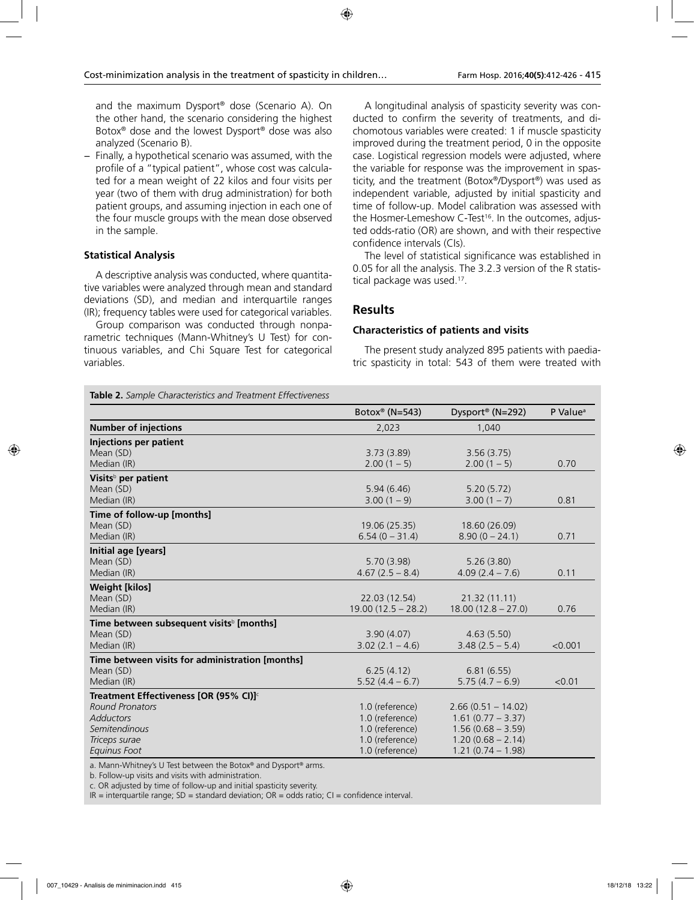and the maximum Dysport® dose (Scenario A). On the other hand, the scenario considering the highest Botox® dose and the lowest Dysport® dose was also analyzed (Scenario B).

– Finally, a hypothetical scenario was assumed, with the profile of a "typical patient", whose cost was calculated for a mean weight of 22 kilos and four visits per year (two of them with drug administration) for both patient groups, and assuming injection in each one of the four muscle groups with the mean dose observed in the sample.

### Statistical Analysis

A descriptive analysis was conducted, where quantitative variables were analyzed through mean and standard deviations (SD), and median and interquartile ranges (IR); frequency tables were used for categorical variables.

Group comparison was conducted through nonparametric techniques (Mann-Whitney's U Test) for continuous variables, and Chi Square Test for categorical variables.

A longitudinal analysis of spasticity severity was conducted to confirm the severity of treatments, and dichomotous variables were created: 1 if muscle spasticity improved during the treatment period, 0 in the opposite case. Logistical regression models were adjusted, where the variable for response was the improvement in spasticity, and the treatment (Botox®/Dysport®) was used as independent variable, adjusted by initial spasticity and time of follow-up. Model calibration was assessed with the Hosmer-Lemeshow C-Test[16]. In the outcomes, adjusted odds-ratio (OR) are shown, and with their respective confidence intervals (CIs).

The level of statistical significance was established in 0.05 for all the analysis. The 3.2.3 version of the R statistical package was used.[17].

## Results

### Characteristics of patients and visits

The present study analyzed 895 patients with paediatric spasticity in total: 543 of them were treated with

**Table 2.** *Sample Characteristics and Treatment Effectiveness*

| | Botox® (N=543) | Dysport® (N=292) | P Value[a] |
|---|---|---|---|
| **Number of injections** | 2,023 | 1,040 | |
| **Injections per patient** | | | |
| Mean (SD) | 3.73 (3.89) | 3.56 (3.75) | |
| Median (IR) | 2.00 (1 – 5) | 2.00 (1 – 5) | 0.70 |
| **Visits[b] per patient** | | | |
| Mean (SD) | 5.94 (6.46) | 5.20 (5.72) | |
| Median (IR) | 3.00 (1 – 9) | 3.00 (1 – 7) | 0.81 |
| **Time of follow-up [months]** | | | |
| Mean (SD) | 19.06 (25.35) | 18.60 (26.09) | |
| Median (IR) | 6.54 (0 – 31.4) | 8.90 (0 – 24.1) | 0.71 |
| **Initial age [years]** | | | |
| Mean (SD) | 5.70 (3.98) | 5.26 (3.80) | |
| Median (IR) | 4.67 (2.5 – 8.4) | 4.09 (2.4 – 7.6) | 0.11 |
| **Weight [kilos]** | | | |
| Mean (SD) | 22.03 (12.54) | 21.32 (11.11) | |
| Median (IR) | 19.00 (12.5 – 28.2) | 18.00 (12.8 – 27.0) | 0.76 |
| **Time between subsequent visits[b] [months]** | | | |
| Mean (SD) | 3.90 (4.07) | 4.63 (5.50) | |
| Median (IR) | 3.02 (2.1 – 4.6) | 3.48 (2.5 – 5.4) | <0.001 |
| **Time between visits for administration [months]** | | | |
| Mean (SD) | 6.25 (4.12) | 6.81 (6.55) | |
| Median (IR) | 5.52 (4.4 – 6.7) | 5.75 (4.7 – 6.9) | <0.01 |
| **Treatment Effectiveness [OR (95% CI)][c]** | | | |
| *Round Pronators* | 1.0 (reference) | 2.66 (0.51 – 14.02) | |
| *Adductors* | 1.0 (reference) | 1.61 (0.77 – 3.37) | |
| *Semitendinous* | 1.0 (reference) | 1.56 (0.68 – 3.59) | |
| *Triceps surae* | 1.0 (reference) | 1.20 (0.68 – 2.14) | |
| *Equinus Foot* | 1.0 (reference) | 1.21 (0.74 – 1.98) | |

a. Mann-Whitney's U Test between the Botox® and Dysport® arms.
b. Follow-up visits and visits with administration.
c. OR adjusted by time of follow-up and initial spasticity severity.
IR = interquartile range; SD = standard deviation; OR = odds ratio; CI = confidence interval.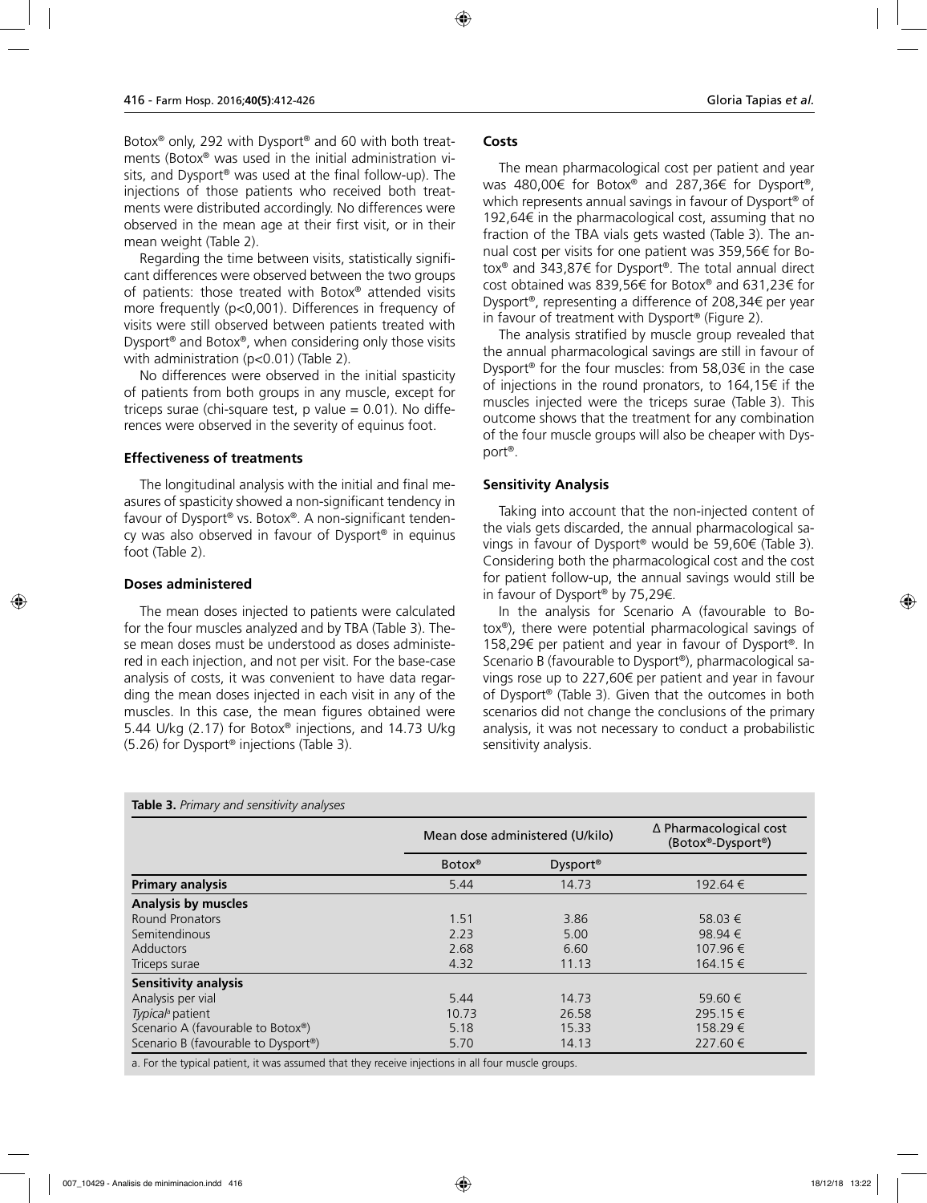Botox® only, 292 with Dysport® and 60 with both treatments (Botox® was used in the initial administration visits, and Dysport® was used at the final follow-up). The injections of those patients who received both treatments were distributed accordingly. No differences were observed in the mean age at their first visit, or in their mean weight (Table 2).

Regarding the time between visits, statistically significant differences were observed between the two groups of patients: those treated with Botox® attended visits more frequently (p<0,001). Differences in frequency of visits were still observed between patients treated with Dysport® and Botox®, when considering only those visits with administration (p<0.01) (Table 2).

No differences were observed in the initial spasticity of patients from both groups in any muscle, except for triceps surae (chi-square test, p value = 0.01). No differences were observed in the severity of equinus foot.

### Effectiveness of treatments

The longitudinal analysis with the initial and final measures of spasticity showed a non-significant tendency in favour of Dysport® vs. Botox®. A non-significant tendency was also observed in favour of Dysport® in equinus foot (Table 2).

### Doses administered

The mean doses injected to patients were calculated for the four muscles analyzed and by TBA (Table 3). These mean doses must be understood as doses administered in each injection, and not per visit. For the base-case analysis of costs, it was convenient to have data regarding the mean doses injected in each visit in any of the muscles. In this case, the mean figures obtained were 5.44 U/kg (2.17) for Botox® injections, and 14.73 U/kg (5.26) for Dysport® injections (Table 3).

### Costs

The mean pharmacological cost per patient and year was 480,00€ for Botox® and 287,36€ for Dysport®, which represents annual savings in favour of Dysport® of 192,64€ in the pharmacological cost, assuming that no fraction of the TBA vials gets wasted (Table 3). The annual cost per visits for one patient was 359,56€ for Botox® and 343,87€ for Dysport®. The total annual direct cost obtained was 839,56€ for Botox® and 631,23€ for Dysport®, representing a difference of 208,34€ per year in favour of treatment with Dysport® (Figure 2).

The analysis stratified by muscle group revealed that the annual pharmacological savings are still in favour of Dysport® for the four muscles: from 58,03€ in the case of injections in the round pronators, to 164,15€ if the muscles injected were the triceps surae (Table 3). This outcome shows that the treatment for any combination of the four muscle groups will also be cheaper with Dysport®.

### Sensitivity Analysis

Taking into account that the non-injected content of the vials gets discarded, the annual pharmacological savings in favour of Dysport® would be 59,60€ (Table 3). Considering both the pharmacological cost and the cost for patient follow-up, the annual savings would still be in favour of Dysport® by 75,29€.

In the analysis for Scenario A (favourable to Botox®), there were potential pharmacological savings of 158,29€ per patient and year in favour of Dysport®. In Scenario B (favourable to Dysport®), pharmacological savings rose up to 227,60€ per patient and year in favour of Dysport® (Table 3). Given that the outcomes in both scenarios did not change the conclusions of the primary analysis, it was not necessary to conduct a probabilistic sensitivity analysis.

**Table 3.** *Primary and sensitivity analyses*

| | Mean dose administered (U/kilo) | | Δ Pharmacological cost (Botox®-Dysport®) |
|---|---|---|---|
| | Botox® | Dysport® | |
| **Primary analysis** | 5.44 | 14.73 | 192.64 € |
| **Analysis by muscles** | | | |
| Round Pronators | 1.51 | 3.86 | 58.03 € |
| Semitendinous | 2.23 | 5.00 | 98.94 € |
| Adductors | 2.68 | 6.60 | 107.96 € |
| Triceps surae | 4.32 | 11.13 | 164.15 € |
| **Sensitivity analysis** | | | |
| Analysis per vial | 5.44 | 14.73 | 59.60 € |
| *Typical*[a] patient | 10.73 | 26.58 | 295.15 € |
| Scenario A (favourable to Botox®) | 5.18 | 15.33 | 158.29 € |
| Scenario B (favourable to Dysport®) | 5.70 | 14.13 | 227.60 € |

a. For the typical patient, it was assumed that they receive injections in all four muscle groups.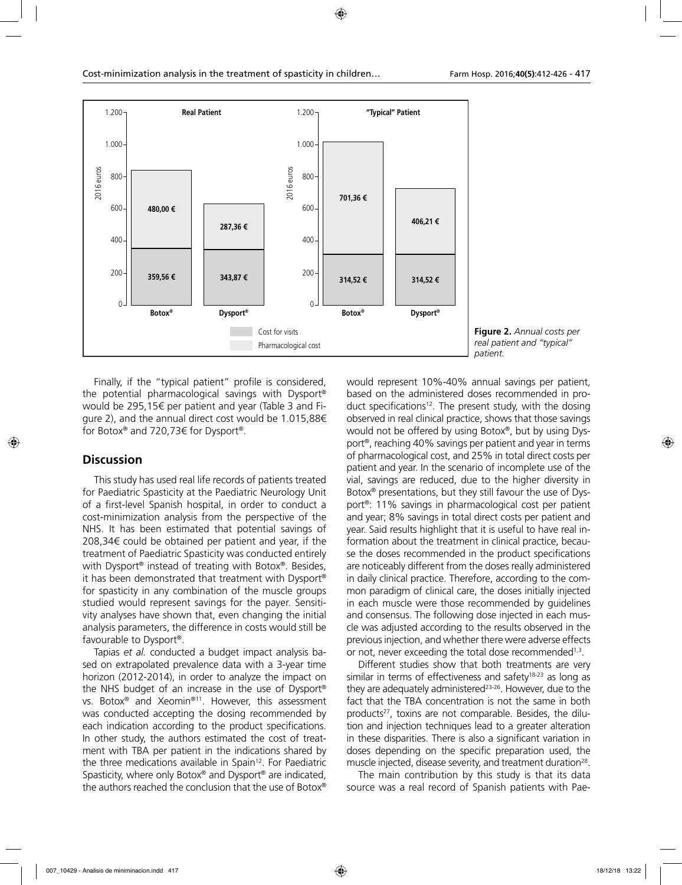**Figure 2.** *Annual costs per real patient and "typical" patient.*

Finally, if the "typical patient" profile is considered, the potential pharmacological savings with Dysport® would be 295,15€ per patient and year (Table 3 and Figure 2), and the annual direct cost would be 1.015,88€ for Botox® and 720,73€ for Dysport®.

## Discussion

This study has used real life records of patients treated for Paediatric Spasticity at the Paediatric Neurology Unit of a first-level Spanish hospital, in order to conduct a cost-minimization analysis from the perspective of the NHS. It has been estimated that potential savings of 208,34€ could be obtained per patient and year, if the treatment of Paediatric Spasticity was conducted entirely with Dysport® instead of treating with Botox®. Besides, it has been demonstrated that treatment with Dysport® for spasticity in any combination of the muscle groups studied would represent savings for the payer. Sensitivity analyses have shown that, even changing the initial analysis parameters, the difference in costs would still be favourable to Dysport®.

Tapias *et al.* conducted a budget impact analysis based on extrapolated prevalence data with a 3-year time horizon (2012-2014), in order to analyze the impact on the NHS budget of an increase in the use of Dysport® vs. Botox® and Xeomin®[11]. However, this assessment was conducted accepting the dosing recommended by each indication according to the product specifications. In other study, the authors estimated the cost of treatment with TBA per patient in the indications shared by the three medications available in Spain[12]. For Paediatric Spasticity, where only Botox® and Dysport® are indicated, the authors reached the conclusion that the use of Botox® would represent 10%-40% annual savings per patient, based on the administered doses recommended in product specifications[12]. The present study, with the dosing observed in real clinical practice, shows that those savings would not be offered by using Botox®, but by using Dysport®, reaching 40% savings per patient and year in terms of pharmacological cost, and 25% in total direct costs per patient and year. In the scenario of incomplete use of the vial, savings are reduced, due to the higher diversity in Botox® presentations, but they still favour the use of Dysport®: 11% savings in pharmacological cost per patient and year; 8% savings in total direct costs per patient and year. Said results highlight that it is useful to have real information about the treatment in clinical practice, because the doses recommended in the product specifications are noticeably different from the doses really administered in daily clinical practice. Therefore, according to the common paradigm of clinical care, the doses initially injected in each muscle were those recommended by guidelines and consensus. The following dose injected in each muscle was adjusted according to the results observed in the previous injection, and whether there were adverse effects or not, never exceeding the total dose recommended[1,3].

Different studies show that both treatments are very similar in terms of effectiveness and safety[18-23] as long as they are adequately administered[23-26]. However, due to the fact that the TBA concentration is not the same in both products[27], toxins are not comparable. Besides, the dilution and injection techniques lead to a greater alteration in these disparities. There is also a significant variation in doses depending on the specific preparation used, the muscle injected, disease severity, and treatment duration[28].

The main contribution by this study is that its data source was a real record of Spanish patients with Pae-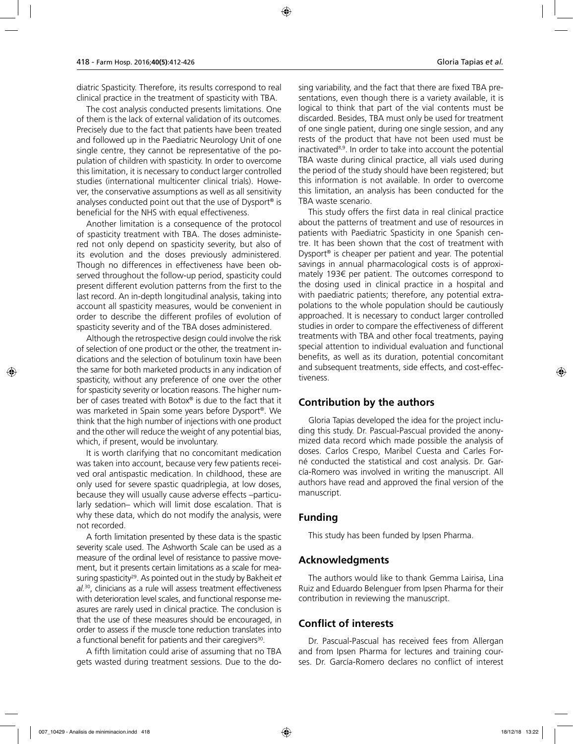diatric Spasticity. Therefore, its results correspond to real clinical practice in the treatment of spasticity with TBA.

The cost analysis conducted presents limitations. One of them is the lack of external validation of its outcomes. Precisely due to the fact that patients have been treated and followed up in the Paediatric Neurology Unit of one single centre, they cannot be representative of the population of children with spasticity. In order to overcome this limitation, it is necessary to conduct larger controlled studies (international multicenter clinical trials). However, the conservative assumptions as well as all sensitivity analyses conducted point out that the use of Dysport® is beneficial for the NHS with equal effectiveness.

Another limitation is a consequence of the protocol of spasticity treatment with TBA. The doses administered not only depend on spasticity severity, but also of its evolution and the doses previously administered. Though no differences in effectiveness have been observed throughout the follow-up period, spasticity could present different evolution patterns from the first to the last record. An in-depth longitudinal analysis, taking into account all spasticity measures, would be convenient in order to describe the different profiles of evolution of spasticity severity and of the TBA doses administered.

Although the retrospective design could involve the risk of selection of one product or the other, the treatment indications and the selection of botulinum toxin have been the same for both marketed products in any indication of spasticity, without any preference of one over the other for spasticity severity or location reasons. The higher number of cases treated with Botox® is due to the fact that it was marketed in Spain some years before Dysport®. We think that the high number of injections with one product and the other will reduce the weight of any potential bias, which, if present, would be involuntary.

It is worth clarifying that no concomitant medication was taken into account, because very few patients received oral antispastic medication. In childhood, these are only used for severe spastic quadriplegia, at low doses, because they will usually cause adverse effects –particularly sedation– which will limit dose escalation. That is why these data, which do not modify the analysis, were not recorded.

A forth limitation presented by these data is the spastic severity scale used. The Ashworth Scale can be used as a measure of the ordinal level of resistance to passive movement, but it presents certain limitations as a scale for measuring spasticity[29]. As pointed out in the study by Bakheit *et al.*[30], clinicians as a rule will assess treatment effectiveness with deterioration level scales, and functional response measures are rarely used in clinical practice. The conclusion is that the use of these measures should be encouraged, in order to assess if the muscle tone reduction translates into a functional benefit for patients and their caregivers[30].

A fifth limitation could arise of assuming that no TBA gets wasted during treatment sessions. Due to the dosing variability, and the fact that there are fixed TBA presentations, even though there is a variety available, it is logical to think that part of the vial contents must be discarded. Besides, TBA must only be used for treatment of one single patient, during one single session, and any rests of the product that have not been used must be inactivated[8,9]. In order to take into account the potential TBA waste during clinical practice, all vials used during the period of the study should have been registered; but this information is not available. In order to overcome this limitation, an analysis has been conducted for the TBA waste scenario.

This study offers the first data in real clinical practice about the patterns of treatment and use of resources in patients with Paediatric Spasticity in one Spanish centre. It has been shown that the cost of treatment with Dysport® is cheaper per patient and year. The potential savings in annual pharmacological costs is of approximately 193€ per patient. The outcomes correspond to the dosing used in clinical practice in a hospital and with paediatric patients; therefore, any potential extrapolations to the whole population should be cautiously approached. It is necessary to conduct larger controlled studies in order to compare the effectiveness of different treatments with TBA and other focal treatments, paying special attention to individual evaluation and functional benefits, as well as its duration, potential concomitant and subsequent treatments, side effects, and cost-effectiveness.

## Contribution by the authors

Gloria Tapias developed the idea for the project including this study. Dr. Pascual-Pascual provided the anonymized data record which made possible the analysis of doses. Carlos Crespo, Maribel Cuesta and Carles Forné conducted the statistical and cost analysis. Dr. García-Romero was involved in writing the manuscript. All authors have read and approved the final version of the manuscript.

## Funding

This study has been funded by Ipsen Pharma.

## Acknowledgments

The authors would like to thank Gemma Lairisa, Lina Ruiz and Eduardo Belenguer from Ipsen Pharma for their contribution in reviewing the manuscript.

## Conflict of interests

Dr. Pascual-Pascual has received fees from Allergan and from Ipsen Pharma for lectures and training courses. Dr. García-Romero declares no conflict of interest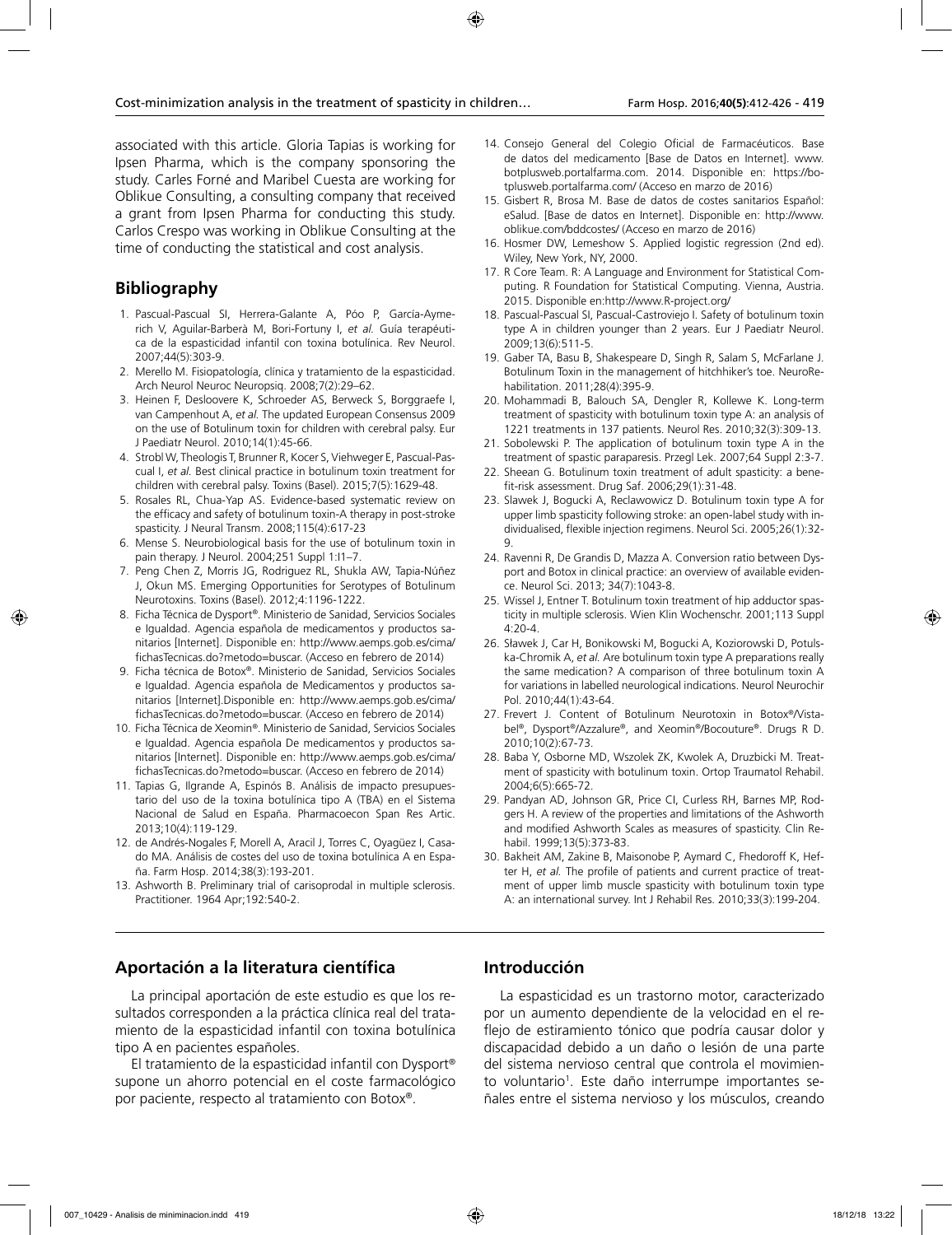associated with this article. Gloria Tapias is working for Ipsen Pharma, which is the company sponsoring the study. Carles Forné and Maribel Cuesta are working for Oblikue Consulting, a consulting company that received a grant from Ipsen Pharma for conducting this study. Carlos Crespo was working in Oblikue Consulting at the time of conducting the statistical and cost analysis.

## Bibliography

1. Pascual-Pascual SI, Herrera-Galante A, Póo P, García-Aymerich V, Aguilar-Barberà M, Bori-Fortuny I, *et al.* Guía terapéutica de la espasticidad infantil con toxina botulínica. Rev Neurol. 2007;44(5):303-9.
2. Merello M. Fisiopatología, clínica y tratamiento de la espasticidad. Arch Neurol Neuroc Neuropsiq. 2008;7(2):29–62.
3. Heinen F, Desloovere K, Schroeder AS, Berweck S, Borggraefe I, van Campenhout A, *et al.* The updated European Consensus 2009 on the use of Botulinum toxin for children with cerebral palsy. Eur J Paediatr Neurol. 2010;14(1):45-66.
4. Strobl W, Theologis T, Brunner R, Kocer S, Viehweger E, Pascual-Pascual I, *et al.* Best clinical practice in botulinum toxin treatment for children with cerebral palsy. Toxins (Basel). 2015;7(5):1629-48.
5. Rosales RL, Chua-Yap AS. Evidence-based systematic review on the efficacy and safety of botulinum toxin-A therapy in post-stroke spasticity. J Neural Transm. 2008;115(4):617-23
6. Mense S. Neurobiological basis for the use of botulinum toxin in pain therapy. J Neurol. 2004;251 Suppl 1:I1–7.
7. Peng Chen Z, Morris JG, Rodriguez RL, Shukla AW, Tapia-Núñez J, Okun MS. Emerging Opportunities for Serotypes of Botulinum Neurotoxins. Toxins (Basel). 2012;4:1196-1222.
8. Ficha Técnica de Dysport®. Ministerio de Sanidad, Servicios Sociales e Igualdad. Agencia española de medicamentos y productos sanitarios [Internet]. Disponible en: http://www.aemps.gob.es/cima/fichasTecnicas.do?metodo=buscar. (Acceso en febrero de 2014)
9. Ficha técnica de Botox®. Ministerio de Sanidad, Servicios Sociales e Igualdad. Agencia española de Medicamentos y productos sanitarios [Internet].Disponible en: http://www.aemps.gob.es/cima/fichasTecnicas.do?metodo=buscar. (Acceso en febrero de 2014)
10. Ficha Técnica de Xeomin®. Ministerio de Sanidad, Servicios Sociales e Igualdad. Agencia española De medicamentos y productos sanitarios [Internet]. Disponible en: http://www.aemps.gob.es/cima/fichasTecnicas.do?metodo=buscar. (Acceso en febrero de 2014)
11. Tapias G, Ilgrande A, Espinós B. Análisis de impacto presupuestario del uso de la toxina botulínica tipo A (TBA) en el Sistema Nacional de Salud en España. Pharmacoecon Span Res Artic. 2013;10(4):119-129.
12. de Andrés-Nogales F, Morell A, Aracil J, Torres C, Oyagüez I, Casado MA. Análisis de costes del uso de toxina botulínica A en España. Farm Hosp. 2014;38(3):193-201.
13. Ashworth B. Preliminary trial of carisoprodal in multiple sclerosis. Practitioner. 1964 Apr;192:540-2.
14. Consejo General del Colegio Oficial de Farmacéuticos. Base de datos del medicamento [Base de Datos en Internet]. www.botplusweb.portalfarma.com. 2014. Disponible en: https://botplusweb.portalfarma.com/ (Acceso en marzo de 2016)
15. Gisbert R, Brosa M. Base de datos de costes sanitarios Español: eSalud. [Base de datos en Internet]. Disponible en: http://www.oblikue.com/bddcostes/ (Acceso en marzo de 2016)
16. Hosmer DW, Lemeshow S. Applied logistic regression (2nd ed). Wiley, New York, NY, 2000.
17. R Core Team. R: A Language and Environment for Statistical Computing. R Foundation for Statistical Computing. Vienna, Austria. 2015. Disponible en:http://www.R-project.org/
18. Pascual-Pascual SI, Pascual-Castroviejo I. Safety of botulinum toxin type A in children younger than 2 years. Eur J Paediatr Neurol. 2009;13(6):511-5.
19. Gaber TA, Basu B, Shakespeare D, Singh R, Salam S, McFarlane J. Botulinum Toxin in the management of hitchhiker's toe. NeuroRehabilitation. 2011;28(4):395-9.
20. Mohammadi B, Balouch SA, Dengler R, Kollewe K. Long-term treatment of spasticity with botulinum toxin type A: an analysis of 1221 treatments in 137 patients. Neurol Res. 2010;32(3):309-13.
21. Sobolewski P. The application of botulinum toxin type A in the treatment of spastic paraparesis. Przegl Lek. 2007;64 Suppl 2:3-7.
22. Sheean G. Botulinum toxin treatment of adult spasticity: a benefit-risk assessment. Drug Saf. 2006;29(1):31-48.
23. Slawek J, Bogucki A, Reclawowicz D. Botulinum toxin type A for upper limb spasticity following stroke: an open-label study with individualised, flexible injection regimens. Neurol Sci. 2005;26(1):32-9.
24. Ravenni R, De Grandis D, Mazza A. Conversion ratio between Dysport and Botox in clinical practice: an overview of available evidence. Neurol Sci. 2013; 34(7):1043-8.
25. Wissel J, Entner T. Botulinum toxin treatment of hip adductor spasticity in multiple sclerosis. Wien Klin Wochenschr. 2001;113 Suppl 4:20-4.
26. Sławek J, Car H, Bonikowski M, Bogucki A, Koziorowski D, Potulska-Chromik A, *et al.* Are botulinum toxin type A preparations really the same medication? A comparison of three botulinum toxin A for variations in labelled neurological indications. Neurol Neurochir Pol. 2010;44(1):43-64.
27. Frevert J. Content of Botulinum Neurotoxin in Botox®/Vistabel®, Dysport®/Azzalure®, and Xeomin®/Bocouture®. Drugs R D. 2010;10(2):67-73.
28. Baba Y, Osborne MD, Wszolek ZK, Kwolek A, Druzbicki M. Treatment of spasticity with botulinum toxin. Ortop Traumatol Rehabil. 2004;6(5):665-72.
29. Pandyan AD, Johnson GR, Price CI, Curless RH, Barnes MP, Rodgers H. A review of the properties and limitations of the Ashworth and modified Ashworth Scales as measures of spasticity. Clin Rehabil. 1999;13(5):373-83.
30. Bakheit AM, Zakine B, Maisonobe P, Aymard C, Fhedoroff K, Hefter H, *et al.* The profile of patients and current practice of treatment of upper limb muscle spasticity with botulinum toxin type A: an international survey. Int J Rehabil Res. 2010;33(3):199-204.

## Aportación a la literatura científica

La principal aportación de este estudio es que los resultados corresponden a la práctica clínica real del tratamiento de la espasticidad infantil con toxina botulínica tipo A en pacientes españoles.

El tratamiento de la espasticidad infantil con Dysport® supone un ahorro potencial en el coste farmacológico por paciente, respecto al tratamiento con Botox®.

## Introducción

La espasticidad es un trastorno motor, caracterizado por un aumento dependiente de la velocidad en el reflejo de estiramiento tónico que podría causar dolor y discapacidad debido a un daño o lesión de una parte del sistema nervioso central que controla el movimiento voluntario[1]. Este daño interrumpe importantes señales entre el sistema nervioso y los músculos, creando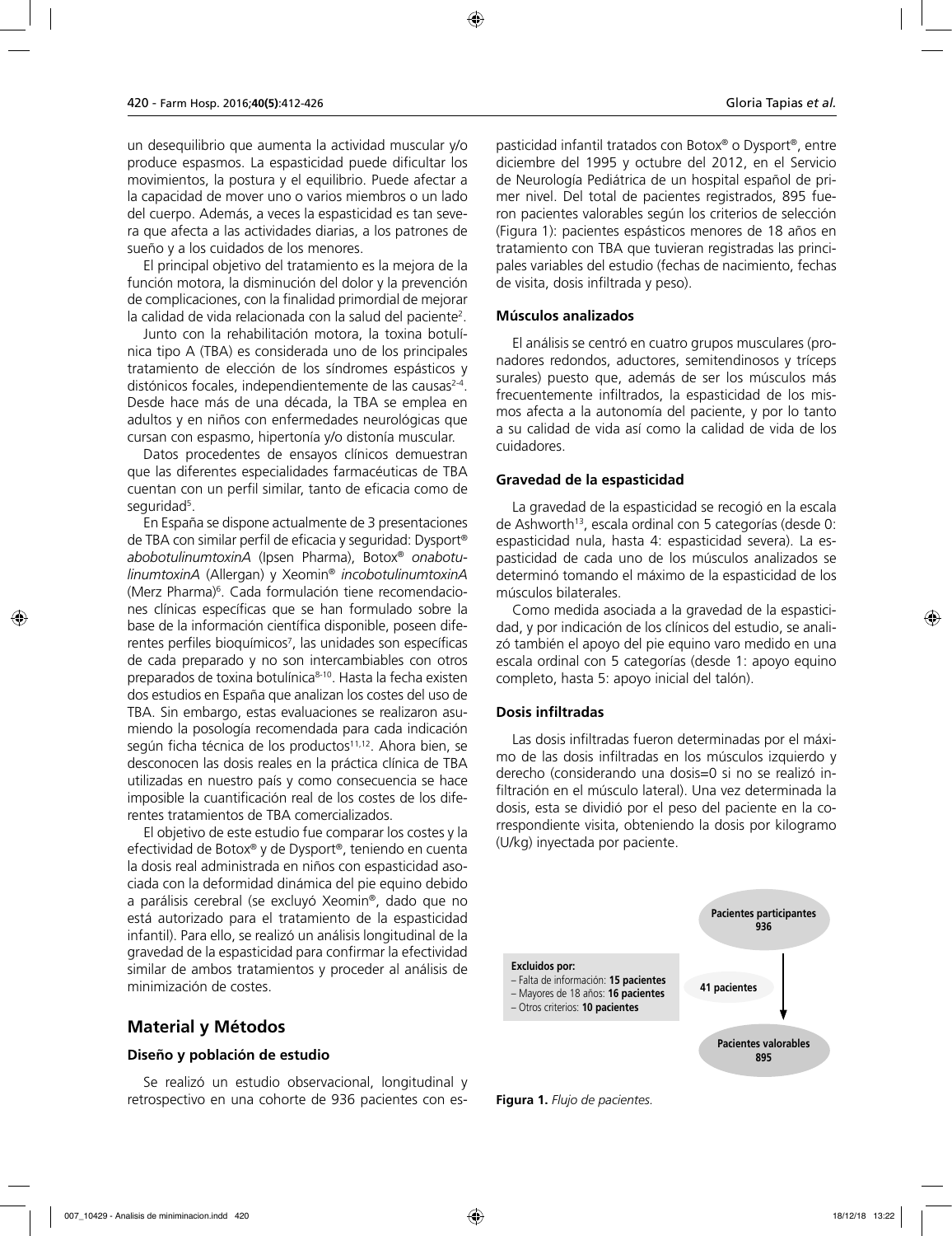un desequilibrio que aumenta la actividad muscular y/o produce espasmos. La espasticidad puede dificultar los movimientos, la postura y el equilibrio. Puede afectar a la capacidad de mover uno o varios miembros o un lado del cuerpo. Además, a veces la espasticidad es tan severa que afecta a las actividades diarias, a los patrones de sueño y a los cuidados de los menores.

El principal objetivo del tratamiento es la mejora de la función motora, la disminución del dolor y la prevención de complicaciones, con la finalidad primordial de mejorar la calidad de vida relacionada con la salud del paciente[2].

Junto con la rehabilitación motora, la toxina botulínica tipo A (TBA) es considerada uno de los principales tratamiento de elección de los síndromes espásticos y distónicos focales, independientemente de las causas[2-4]. Desde hace más de una década, la TBA se emplea en adultos y en niños con enfermedades neurológicas que cursan con espasmo, hipertonía y/o distonía muscular.

Datos procedentes de ensayos clínicos demuestran que las diferentes especialidades farmacéuticas de TBA cuentan con un perfil similar, tanto de eficacia como de seguridad[5].

En España se dispone actualmente de 3 presentaciones de TBA con similar perfil de eficacia y seguridad: Dysport® *abobotulinumtoxinA* (Ipsen Pharma), Botox® *onabotulinumtoxinA* (Allergan) y Xeomin® *incobotulinumtoxinA* (Merz Pharma)[6]. Cada formulación tiene recomendaciones clínicas específicas que se han formulado sobre la base de la información científica disponible, poseen diferentes perfiles bioquímicos[7], las unidades son específicas de cada preparado y no son intercambiables con otros preparados de toxina botulínica[8-10]. Hasta la fecha existen dos estudios en España que analizan los costes del uso de TBA. Sin embargo, estas evaluaciones se realizaron asumiendo la posología recomendada para cada indicación según ficha técnica de los productos[11,12]. Ahora bien, se desconocen las dosis reales en la práctica clínica de TBA utilizadas en nuestro país y como consecuencia se hace imposible la cuantificación real de los costes de los diferentes tratamientos de TBA comercializados.

El objetivo de este estudio fue comparar los costes y la efectividad de Botox® y de Dysport®, teniendo en cuenta la dosis real administrada en niños con espasticidad asociada con la deformidad dinámica del pie equino debido a parálisis cerebral (se excluyó Xeomin®, dado que no está autorizado para el tratamiento de la espasticidad infantil). Para ello, se realizó un análisis longitudinal de la gravedad de la espasticidad para confirmar la efectividad similar de ambos tratamientos y proceder al análisis de minimización de costes.

## Material y Métodos

### Diseño y población de estudio

Se realizó un estudio observacional, longitudinal y retrospectivo en una cohorte de 936 pacientes con espasticidad infantil tratados con Botox® o Dysport®, entre diciembre del 1995 y octubre del 2012, en el Servicio de Neurología Pediátrica de un hospital español de primer nivel. Del total de pacientes registrados, 895 fueron pacientes valorables según los criterios de selección (Figura 1): pacientes espásticos menores de 18 años en tratamiento con TBA que tuvieran registradas las principales variables del estudio (fechas de nacimiento, fechas de visita, dosis infiltrada y peso).

### Músculos analizados

El análisis se centró en cuatro grupos musculares (pronadores redondos, aductores, semitendinosos y tríceps surales) puesto que, además de ser los músculos más frecuentemente infiltrados, la espasticidad de los mismos afecta a la autonomía del paciente, y por lo tanto a su calidad de vida así como la calidad de vida de los cuidadores.

### Gravedad de la espasticidad

La gravedad de la espasticidad se recogió en la escala de Ashworth[13], escala ordinal con 5 categorías (desde 0: espasticidad nula, hasta 4: espasticidad severa). La espasticidad de cada uno de los músculos analizados se determinó tomando el máximo de la espasticidad de los músculos bilaterales.

Como medida asociada a la gravedad de la espasticidad, y por indicación de los clínicos del estudio, se analizó también el apoyo del pie equino varo medido en una escala ordinal con 5 categorías (desde 1: apoyo equino completo, hasta 5: apoyo inicial del talón).

### Dosis infiltradas

Las dosis infiltradas fueron determinadas por el máximo de las dosis infiltradas en los músculos izquierdo y derecho (considerando una dosis=0 si no se realizó infiltración en el músculo lateral). Una vez determinada la dosis, esta se dividió por el peso del paciente en la correspondiente visita, obteniendo la dosis por kilogramo (U/kg) inyectada por paciente.

**Pacientes participantes 936**

**Excluidos por:**
- Falta de información: **15 pacientes**
- Mayores de 18 años: **16 pacientes**
- Otros criterios: **10 pacientes**

**41 pacientes**

**Pacientes valorables 895**

**Figura 1.** *Flujo de pacientes.*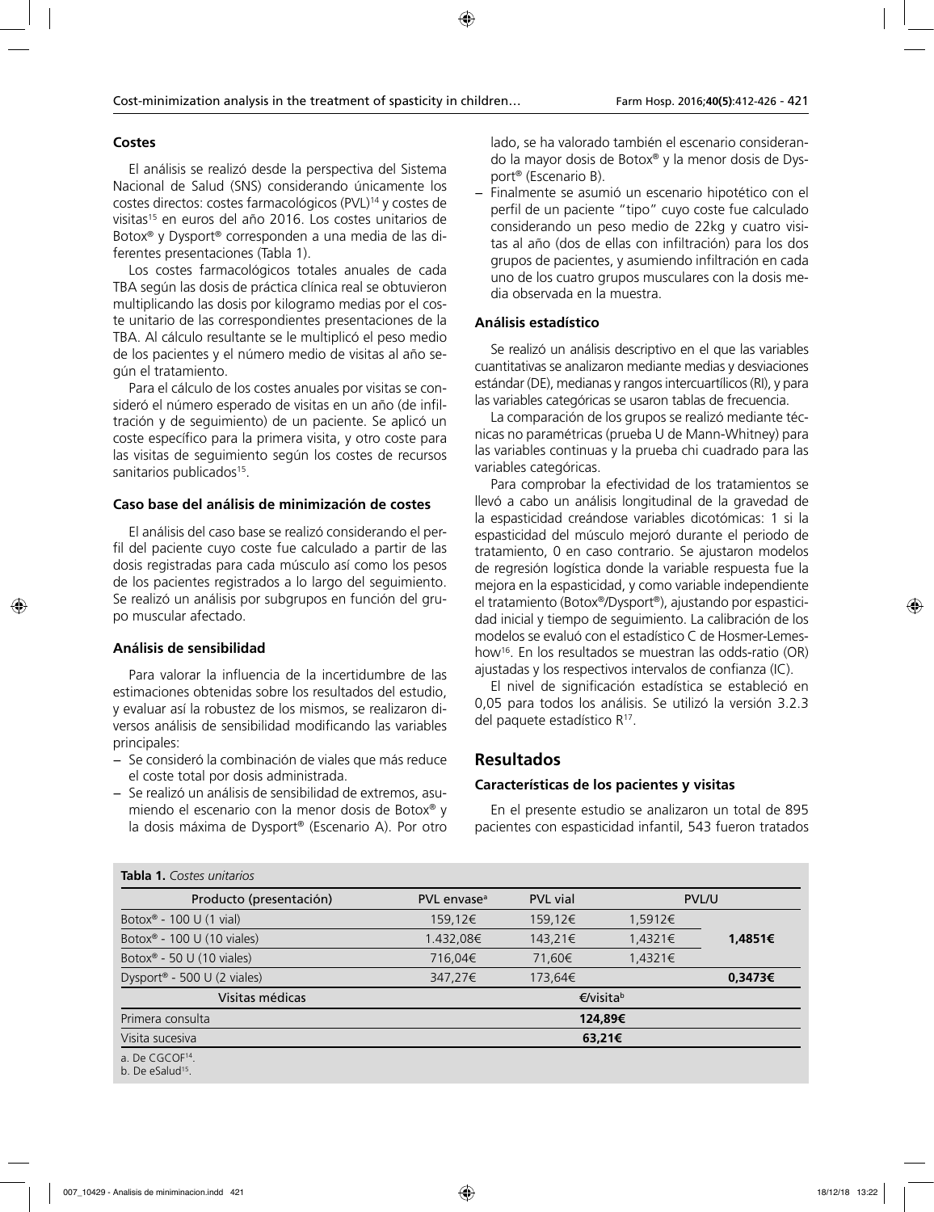### Costes

El análisis se realizó desde la perspectiva del Sistema Nacional de Salud (SNS) considerando únicamente los costes directos: costes farmacológicos (PVL)[14] y costes de visitas[15] en euros del año 2016. Los costes unitarios de Botox® y Dysport® corresponden a una media de las diferentes presentaciones (Tabla 1).

Los costes farmacológicos totales anuales de cada TBA según las dosis de práctica clínica real se obtuvieron multiplicando las dosis por kilogramo medias por el coste unitario de las correspondientes presentaciones de la TBA. Al cálculo resultante se le multiplicó el peso medio de los pacientes y el número medio de visitas al año según el tratamiento.

Para el cálculo de los costes anuales por visitas se consideró el número esperado de visitas en un año (de infiltración y de seguimiento) de un paciente. Se aplicó un coste específico para la primera visita, y otro coste para las visitas de seguimiento según los costes de recursos sanitarios publicados[15].

### Caso base del análisis de minimización de costes

El análisis del caso base se realizó considerando el perfil del paciente cuyo coste fue calculado a partir de las dosis registradas para cada músculo así como los pesos de los pacientes registrados a lo largo del seguimiento. Se realizó un análisis por subgrupos en función del grupo muscular afectado.

### Análisis de sensibilidad

Para valorar la influencia de la incertidumbre de las estimaciones obtenidas sobre los resultados del estudio, y evaluar así la robustez de los mismos, se realizaron diversos análisis de sensibilidad modificando las variables principales:

- Se consideró la combinación de viales que más reduce el coste total por dosis administrada.
- Se realizó un análisis de sensibilidad de extremos, asumiendo el escenario con la menor dosis de Botox® y la dosis máxima de Dysport® (Escenario A). Por otro lado, se ha valorado también el escenario considerando la mayor dosis de Botox® y la menor dosis de Dysport® (Escenario B).
- Finalmente se asumió un escenario hipotético con el perfil de un paciente "tipo" cuyo coste fue calculado considerando un peso medio de 22kg y cuatro visitas al año (dos de ellas con infiltración) para los dos grupos de pacientes, y asumiendo infiltración en cada uno de los cuatro grupos musculares con la dosis media observada en la muestra.

### Análisis estadístico

Se realizó un análisis descriptivo en el que las variables cuantitativas se analizaron mediante medias y desviaciones estándar (DE), medianas y rangos intercuartílicos (RI), y para las variables categóricas se usaron tablas de frecuencia.

La comparación de los grupos se realizó mediante técnicas no paramétricas (prueba U de Mann-Whitney) para las variables continuas y la prueba chi cuadrado para las variables categóricas.

Para comprobar la efectividad de los tratamientos se llevó a cabo un análisis longitudinal de la gravedad de la espasticidad creándose variables dicotómicas: 1 si la espasticidad del músculo mejoró durante el periodo de tratamiento, 0 en caso contrario. Se ajustaron modelos de regresión logística donde la variable respuesta fue la mejora en la espasticidad, y como variable independiente el tratamiento (Botox®/Dysport®), ajustando por espasticidad inicial y tiempo de seguimiento. La calibración de los modelos se evaluó con el estadístico C de Hosmer-Lemeshow[16]. En los resultados se muestran las odds-ratio (OR) ajustadas y los respectivos intervalos de confianza (IC).

El nivel de significación estadística se estableció en 0,05 para todos los análisis. Se utilizó la versión 3.2.3 del paquete estadístico R[17].

## Resultados

### Características de los pacientes y visitas

En el presente estudio se analizaron un total de 895 pacientes con espasticidad infantil, 543 fueron tratados

**Tabla 1.** *Costes unitarios*

| Producto (presentación) | PVL envase[a] | PVL vial | PVL/U | |
|---|---|---|---|---|
| Botox® - 100 U (1 vial) | 159,12€ | 159,12€ | 1,5912€ | **1,4851€** |
| Botox® - 100 U (10 viales) | 1.432,08€ | 143,21€ | 1,4321€ | |
| Botox® - 50 U (10 viales) | 716,04€ | 71,60€ | 1,4321€ | |
| Dysport® - 500 U (2 viales) | 347,27€ | 173,64€ | | **0,3473€** |
| **Visitas médicas** | | **€/visita[b]** | | |
| Primera consulta | | **124,89€** | | |
| Visita sucesiva | | **63,21€** | | |

a. De CGCOF[14].
b. De eSalud[15].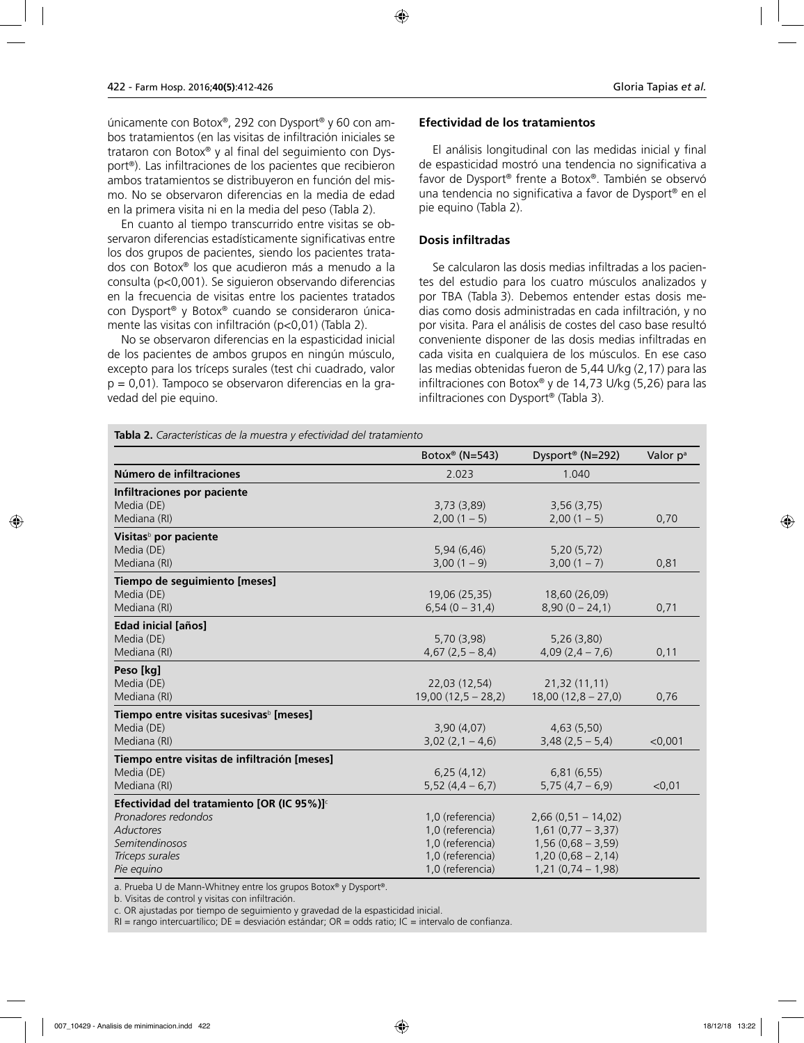únicamente con Botox®, 292 con Dysport® y 60 con ambos tratamientos (en las visitas de infiltración iniciales se trataron con Botox® y al final del seguimiento con Dysport®). Las infiltraciones de los pacientes que recibieron ambos tratamientos se distribuyeron en función del mismo. No se observaron diferencias en la media de edad en la primera visita ni en la media del peso (Tabla 2).

En cuanto al tiempo transcurrido entre visitas se observaron diferencias estadísticamente significativas entre los dos grupos de pacientes, siendo los pacientes tratados con Botox® los que acudieron más a menudo a la consulta (p<0,001). Se siguieron observando diferencias en la frecuencia de visitas entre los pacientes tratados con Dysport® y Botox® cuando se consideraron únicamente las visitas con infiltración (p<0,01) (Tabla 2).

No se observaron diferencias en la espasticidad inicial de los pacientes de ambos grupos en ningún músculo, excepto para los tríceps surales (test chi cuadrado, valor p = 0,01). Tampoco se observaron diferencias en la gravedad del pie equino.

### Efectividad de los tratamientos

El análisis longitudinal con las medidas inicial y final de espasticidad mostró una tendencia no significativa a favor de Dysport® frente a Botox®. También se observó una tendencia no significativa a favor de Dysport® en el pie equino (Tabla 2).

### Dosis infiltradas

Se calcularon las dosis medias infiltradas a los pacientes del estudio para los cuatro músculos analizados y por TBA (Tabla 3). Debemos entender estas dosis medias como dosis administradas en cada infiltración, y no por visita. Para el análisis de costes del caso base resultó conveniente disponer de las dosis medias infiltradas en cada visita en cualquiera de los músculos. En ese caso las medias obtenidas fueron de 5,44 U/kg (2,17) para las infiltraciones con Botox® y de 14,73 U/kg (5,26) para las infiltraciones con Dysport® (Tabla 3).

**Tabla 2.** *Características de la muestra y efectividad del tratamiento*

| | Botox® (N=543) | Dysport® (N=292) | Valor p[a] |
|---|---|---|---|
| **Número de infiltraciones** | 2.023 | 1.040 | |
| **Infiltraciones por paciente** | | | |
| Media (DE) | 3,73 (3,89) | 3,56 (3,75) | |
| Mediana (RI) | 2,00 (1 – 5) | 2,00 (1 – 5) | 0,70 |
| **Visitas[b] por paciente** | | | |
| Media (DE) | 5,94 (6,46) | 5,20 (5,72) | |
| Mediana (RI) | 3,00 (1 – 9) | 3,00 (1 – 7) | 0,81 |
| **Tiempo de seguimiento [meses]** | | | |
| Media (DE) | 19,06 (25,35) | 18,60 (26,09) | |
| Mediana (RI) | 6,54 (0 – 31,4) | 8,90 (0 – 24,1) | 0,71 |
| **Edad inicial [años]** | | | |
| Media (DE) | 5,70 (3,98) | 5,26 (3,80) | |
| Mediana (RI) | 4,67 (2,5 – 8,4) | 4,09 (2,4 – 7,6) | 0,11 |
| **Peso [kg]** | | | |
| Media (DE) | 22,03 (12,54) | 21,32 (11,11) | |
| Mediana (RI) | 19,00 (12,5 – 28,2) | 18,00 (12,8 – 27,0) | 0,76 |
| **Tiempo entre visitas sucesivas[b] [meses]** | | | |
| Media (DE) | 3,90 (4,07) | 4,63 (5,50) | |
| Mediana (RI) | 3,02 (2,1 – 4,6) | 3,48 (2,5 – 5,4) | <0,001 |
| **Tiempo entre visitas de infiltración [meses]** | | | |
| Media (DE) | 6,25 (4,12) | 6,81 (6,55) | |
| Mediana (RI) | 5,52 (4,4 – 6,7) | 5,75 (4,7 – 6,9) | <0,01 |
| **Efectividad del tratamiento [OR (IC 95%)][c]** | | | |
| *Pronadores redondos* | 1,0 (referencia) | 2,66 (0,51 – 14,02) | |
| *Aductores* | 1,0 (referencia) | 1,61 (0,77 – 3,37) | |
| *Semitendinosos* | 1,0 (referencia) | 1,56 (0,68 – 3,59) | |
| *Tríceps surales* | 1,0 (referencia) | 1,20 (0,68 – 2,14) | |
| *Pie equino* | 1,0 (referencia) | 1,21 (0,74 – 1,98) | |

a. Prueba U de Mann-Whitney entre los grupos Botox® y Dysport®.
b. Visitas de control y visitas con infiltración.
c. OR ajustadas por tiempo de seguimiento y gravedad de la espasticidad inicial.
RI = rango intercuartílico; DE = desviación estándar; OR = odds ratio; IC = intervalo de confianza.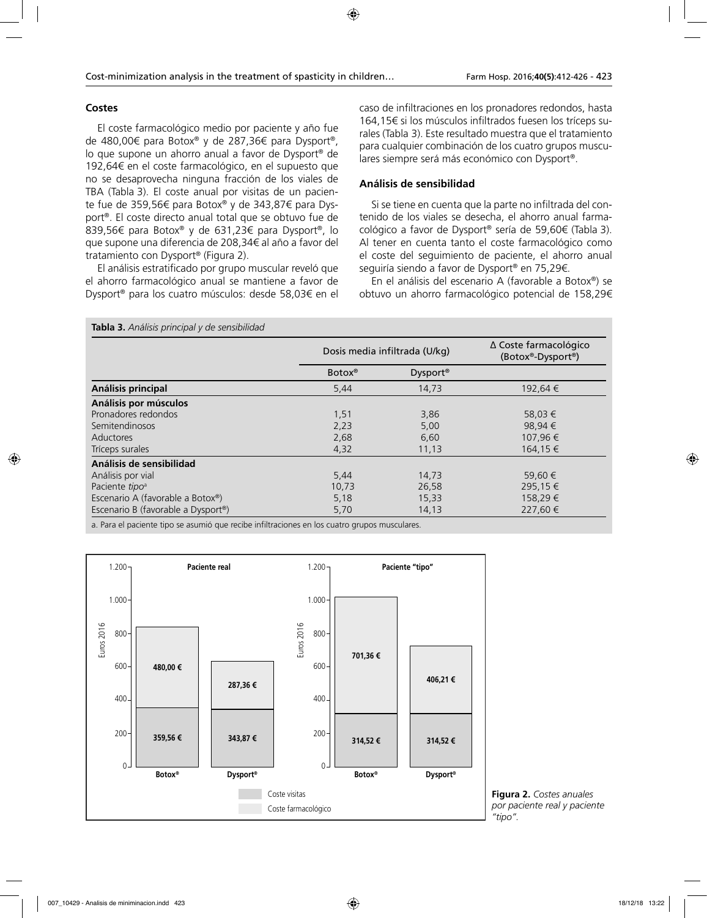### Costes

El coste farmacológico medio por paciente y año fue de 480,00€ para Botox® y de 287,36€ para Dysport®, lo que supone un ahorro anual a favor de Dysport® de 192,64€ en el coste farmacológico, en el supuesto que no se desaprovecha ninguna fracción de los viales de TBA (Tabla 3). El coste anual por visitas de un paciente fue de 359,56€ para Botox® y de 343,87€ para Dysport®. El coste directo anual total que se obtuvo fue de 839,56€ para Botox® y de 631,23€ para Dysport®, lo que supone una diferencia de 208,34€ al año a favor del tratamiento con Dysport® (Figura 2).

El análisis estratificado por grupo muscular reveló que el ahorro farmacológico anual se mantiene a favor de Dysport® para los cuatro músculos: desde 58,03€ en el caso de infiltraciones en los pronadores redondos, hasta 164,15€ si los músculos infiltrados fuesen los tríceps surales (Tabla 3). Este resultado muestra que el tratamiento para cualquier combinación de los cuatro grupos musculares siempre será más económico con Dysport®.

### Análisis de sensibilidad

Si se tiene en cuenta que la parte no infiltrada del contenido de los viales se desecha, el ahorro anual farmacológico a favor de Dysport® sería de 59,60€ (Tabla 3). Al tener en cuenta tanto el coste farmacológico como el coste del seguimiento de paciente, el ahorro anual seguiría siendo a favor de Dysport® en 75,29€.

En el análisis del escenario A (favorable a Botox®) se obtuvo un ahorro farmacológico potencial de 158,29€

**Tabla 3.** *Análisis principal y de sensibilidad*

| | Dosis media infiltrada (U/kg) | | Δ Coste farmacológico (Botox®-Dysport®) |
|---|---|---|---|
| | Botox® | Dysport® | |
| **Análisis principal** | 5,44 | 14,73 | 192,64 € |
| **Análisis por músculos** | | | |
| Pronadores redondos | 1,51 | 3,86 | 58,03 € |
| Semitendinosos | 2,23 | 5,00 | 98,94 € |
| Aductores | 2,68 | 6,60 | 107,96 € |
| Tríceps surales | 4,32 | 11,13 | 164,15 € |
| **Análisis de sensibilidad** | | | |
| Análisis por vial | 5,44 | 14,73 | 59,60 € |
| Paciente *tipo*[a] | 10,73 | 26,58 | 295,15 € |
| Escenario A (favorable a Botox®) | 5,18 | 15,33 | 158,29 € |
| Escenario B (favorable a Dysport®) | 5,70 | 14,13 | 227,60 € |

a. Para el paciente tipo se asumió que recibe infiltraciones en los cuatro grupos musculares.

| | Paciente real | | Paciente "tipo" | |
|---|---|---|---|---|
| | Botox® | Dysport® | Botox® | Dysport® |
| Coste farmacológico | 480,00 € | 287,36 € | 701,36 € | 406,21 € |
| Coste visitas | 359,56 € | 343,87 € | 314,52 € | 314,52 € |

**Figura 2.** *Costes anuales por paciente real y paciente "tipo".*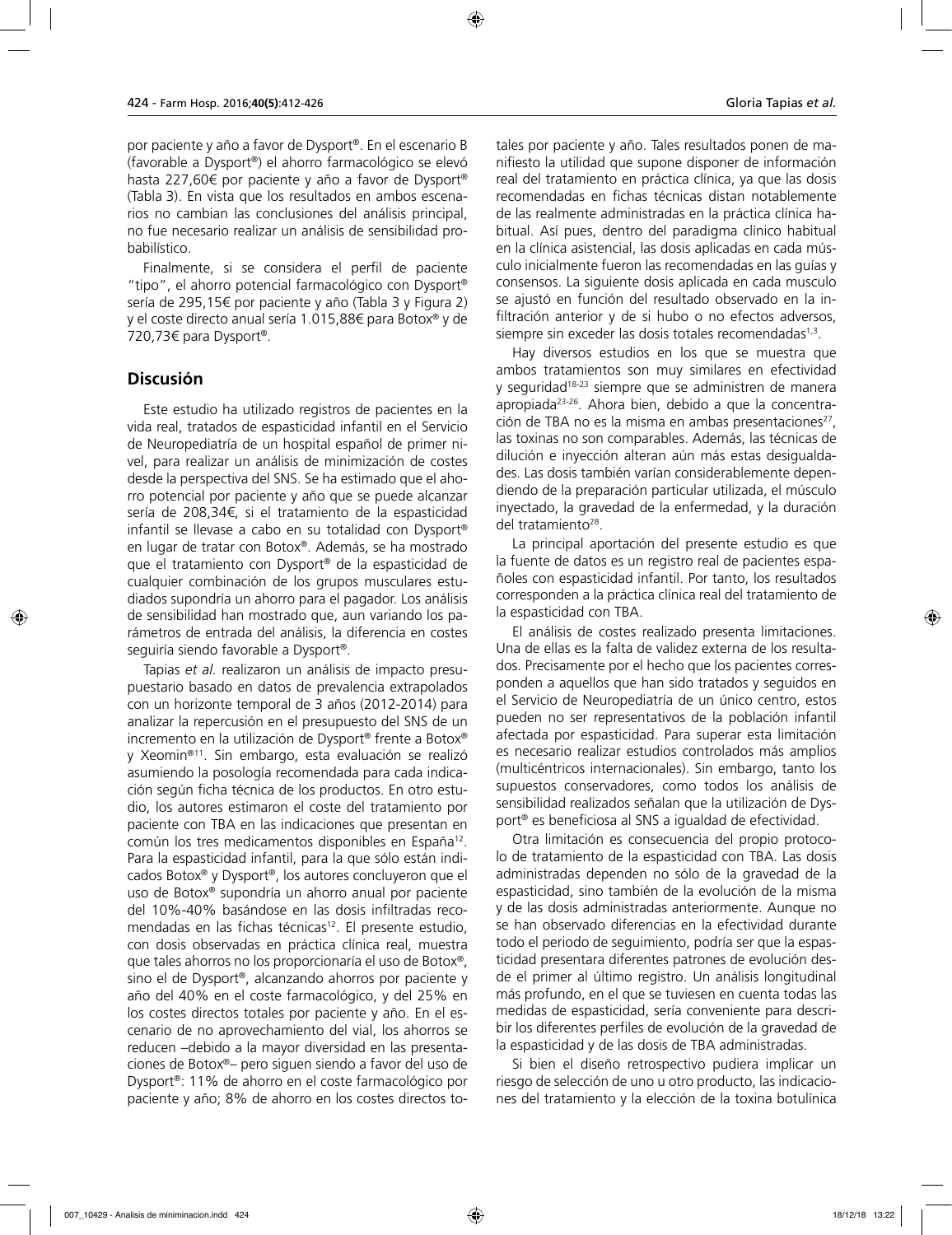por paciente y año a favor de Dysport®. En el escenario B (favorable a Dysport®) el ahorro farmacológico se elevó hasta 227,60€ por paciente y año a favor de Dysport® (Tabla 3). En vista que los resultados en ambos escenarios no cambian las conclusiones del análisis principal, no fue necesario realizar un análisis de sensibilidad probabilístico.

Finalmente, si se considera el perfil de paciente "tipo", el ahorro potencial farmacológico con Dysport® sería de 295,15€ por paciente y año (Tabla 3 y Figura 2) y el coste directo anual sería 1.015,88€ para Botox® y de 720,73€ para Dysport®.

## Discusión

Este estudio ha utilizado registros de pacientes en la vida real, tratados de espasticidad infantil en el Servicio de Neuropediatría de un hospital español de primer nivel, para realizar un análisis de minimización de costes desde la perspectiva del SNS. Se ha estimado que el ahorro potencial por paciente y año que se puede alcanzar sería de 208,34€, si el tratamiento de la espasticidad infantil se llevase a cabo en su totalidad con Dysport® en lugar de tratar con Botox®. Además, se ha mostrado que el tratamiento con Dysport® de la espasticidad de cualquier combinación de los grupos musculares estudiados supondría un ahorro para el pagador. Los análisis de sensibilidad han mostrado que, aun variando los parámetros de entrada del análisis, la diferencia en costes seguiría siendo favorable a Dysport®.

Tapias *et al.* realizaron un análisis de impacto presupuestario basado en datos de prevalencia extrapolados con un horizonte temporal de 3 años (2012-2014) para analizar la repercusión en el presupuesto del SNS de un incremento en la utilización de Dysport® frente a Botox® y Xeomin®[11]. Sin embargo, esta evaluación se realizó asumiendo la posología recomendada para cada indicación según ficha técnica de los productos. En otro estudio, los autores estimaron el coste del tratamiento por paciente con TBA en las indicaciones que presentan en común los tres medicamentos disponibles en España[12]. Para la espasticidad infantil, para la que sólo están indicados Botox® y Dysport®, los autores concluyeron que el uso de Botox® supondría un ahorro anual por paciente del 10%-40% basándose en las dosis infiltradas recomendadas en las fichas técnicas[12]. El presente estudio, con dosis observadas en práctica clínica real, muestra que tales ahorros no los proporcionaría el uso de Botox®, sino el de Dysport®, alcanzando ahorros por paciente y año del 40% en el coste farmacológico, y del 25% en los costes directos totales por paciente y año. En el escenario de no aprovechamiento del vial, los ahorros se reducen –debido a la mayor diversidad en las presentaciones de Botox®– pero siguen siendo a favor del uso de Dysport®: 11% de ahorro en el coste farmacológico por paciente y año; 8% de ahorro en los costes directos totales por paciente y año. Tales resultados ponen de manifiesto la utilidad que supone disponer de información real del tratamiento en práctica clínica, ya que las dosis recomendadas en fichas técnicas distan notablemente de las realmente administradas en la práctica clínica habitual. Así pues, dentro del paradigma clínico habitual en la clínica asistencial, las dosis aplicadas en cada músculo inicialmente fueron las recomendadas en las guías y consensos. La siguiente dosis aplicada en cada musculo se ajustó en función del resultado observado en la infiltración anterior y de si hubo o no efectos adversos, siempre sin exceder las dosis totales recomendadas[1,3].

Hay diversos estudios en los que se muestra que ambos tratamientos son muy similares en efectividad y seguridad[18-23] siempre que se administren de manera apropiada[23-26]. Ahora bien, debido a que la concentración de TBA no es la misma en ambas presentaciones[27], las toxinas no son comparables. Además, las técnicas de dilución e inyección alteran aún más estas desigualdades. Las dosis también varían considerablemente dependiendo de la preparación particular utilizada, el músculo inyectado, la gravedad de la enfermedad, y la duración del tratamiento[28].

La principal aportación del presente estudio es que la fuente de datos es un registro real de pacientes españoles con espasticidad infantil. Por tanto, los resultados corresponden a la práctica clínica real del tratamiento de la espasticidad con TBA.

El análisis de costes realizado presenta limitaciones. Una de ellas es la falta de validez externa de los resultados. Precisamente por el hecho que los pacientes corresponden a aquellos que han sido tratados y seguidos en el Servicio de Neuropediatría de un único centro, estos pueden no ser representativos de la población infantil afectada por espasticidad. Para superar esta limitación es necesario realizar estudios controlados más amplios (multicéntricos internacionales). Sin embargo, tanto los supuestos conservadores, como todos los análisis de sensibilidad realizados señalan que la utilización de Dysport® es beneficiosa al SNS a igualdad de efectividad.

Otra limitación es consecuencia del propio protocolo de tratamiento de la espasticidad con TBA. Las dosis administradas dependen no sólo de la gravedad de la espasticidad, sino también de la evolución de la misma y de las dosis administradas anteriormente. Aunque no se han observado diferencias en la efectividad durante todo el periodo de seguimiento, podría ser que la espasticidad presentara diferentes patrones de evolución desde el primer al último registro. Un análisis longitudinal más profundo, en el que se tuviesen en cuenta todas las medidas de espasticidad, sería conveniente para describir los diferentes perfiles de evolución de la gravedad de la espasticidad y de las dosis de TBA administradas.

Si bien el diseño retrospectivo pudiera implicar un riesgo de selección de uno u otro producto, las indicaciones del tratamiento y la elección de la toxina botulínica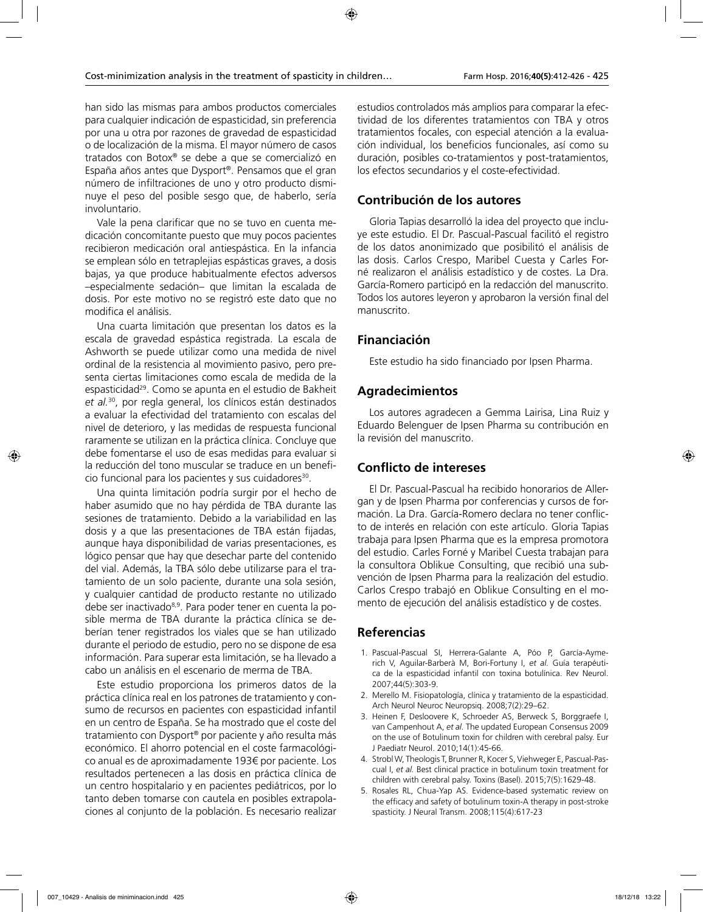han sido las mismas para ambos productos comerciales para cualquier indicación de espasticidad, sin preferencia por una u otra por razones de gravedad de espasticidad o de localización de la misma. El mayor número de casos tratados con Botox® se debe a que se comercializó en España años antes que Dysport®. Pensamos que el gran número de infiltraciones de uno y otro producto disminuye el peso del posible sesgo que, de haberlo, sería involuntario.

Vale la pena clarificar que no se tuvo en cuenta medicación concomitante puesto que muy pocos pacientes recibieron medicación oral antiespástica. En la infancia se emplean sólo en tetraplejias espásticas graves, a dosis bajas, ya que produce habitualmente efectos adversos –especialmente sedación– que limitan la escalada de dosis. Por este motivo no se registró este dato que no modifica el análisis.

Una cuarta limitación que presentan los datos es la escala de gravedad espástica registrada. La escala de Ashworth se puede utilizar como una medida de nivel ordinal de la resistencia al movimiento pasivo, pero presenta ciertas limitaciones como escala de medida de la espasticidad[29]. Como se apunta en el estudio de Bakheit *et al.*[30], por regla general, los clínicos están destinados a evaluar la efectividad del tratamiento con escalas del nivel de deterioro, y las medidas de respuesta funcional raramente se utilizan en la práctica clínica. Concluye que debe fomentarse el uso de esas medidas para evaluar si la reducción del tono muscular se traduce en un beneficio funcional para los pacientes y sus cuidadores[30].

Una quinta limitación podría surgir por el hecho de haber asumido que no hay pérdida de TBA durante las sesiones de tratamiento. Debido a la variabilidad en las dosis y a que las presentaciones de TBA están fijadas, aunque haya disponibilidad de varias presentaciones, es lógico pensar que hay que desechar parte del contenido del vial. Además, la TBA sólo debe utilizarse para el tratamiento de un solo paciente, durante una sola sesión, y cualquier cantidad de producto restante no utilizado debe ser inactivado[8,9]. Para poder tener en cuenta la posible merma de TBA durante la práctica clínica se deberían tener registrados los viales que se han utilizado durante el periodo de estudio, pero no se dispone de esa información. Para superar esta limitación, se ha llevado a cabo un análisis en el escenario de merma de TBA.

Este estudio proporciona los primeros datos de la práctica clínica real en los patrones de tratamiento y consumo de recursos en pacientes con espasticidad infantil en un centro de España. Se ha mostrado que el coste del tratamiento con Dysport® por paciente y año resulta más económico. El ahorro potencial en el coste farmacológico anual es de aproximadamente 193€ por paciente. Los resultados pertenecen a las dosis en práctica clínica de un centro hospitalario y en pacientes pediátricos, por lo tanto deben tomarse con cautela en posibles extrapolaciones al conjunto de la población. Es necesario realizar estudios controlados más amplios para comparar la efectividad de los diferentes tratamientos con TBA y otros tratamientos focales, con especial atención a la evaluación individual, los beneficios funcionales, así como su duración, posibles co-tratamientos y post-tratamientos, los efectos secundarios y el coste-efectividad.

## Contribución de los autores

Gloria Tapias desarrolló la idea del proyecto que incluye este estudio. El Dr. Pascual-Pascual facilitó el registro de los datos anonimizado que posibilitó el análisis de las dosis. Carlos Crespo, Maribel Cuesta y Carles Forné realizaron el análisis estadístico y de costes. La Dra. García-Romero participó en la redacción del manuscrito. Todos los autores leyeron y aprobaron la versión final del manuscrito.

## Financiación

Este estudio ha sido financiado por Ipsen Pharma.

## Agradecimientos

Los autores agradecen a Gemma Lairisa, Lina Ruiz y Eduardo Belenguer de Ipsen Pharma su contribución en la revisión del manuscrito.

## Conflicto de intereses

El Dr. Pascual-Pascual ha recibido honorarios de Allergan y de Ipsen Pharma por conferencias y cursos de formación. La Dra. García-Romero declara no tener conflicto de interés en relación con este artículo. Gloria Tapias trabaja para Ipsen Pharma que es la empresa promotora del estudio. Carles Forné y Maribel Cuesta trabajan para la consultora Oblikue Consulting, que recibió una subvención de Ipsen Pharma para la realización del estudio. Carlos Crespo trabajó en Oblikue Consulting en el momento de ejecución del análisis estadístico y de costes.

## Referencias

1. Pascual-Pascual SI, Herrera-Galante A, Póo P, García-Aymerich V, Aguilar-Barberà M, Bori-Fortuny I, *et al.* Guía terapéutica de la espasticidad infantil con toxina botulínica. Rev Neurol. 2007;44(5):303-9.
2. Merello M. Fisiopatología, clínica y tratamiento de la espasticidad. Arch Neurol Neuroc Neuropsiq. 2008;7(2):29–62.
3. Heinen F, Desloovere K, Schroeder AS, Berweck S, Borggraefe I, van Campenhout A, *et al.* The updated European Consensus 2009 on the use of Botulinum toxin for children with cerebral palsy. Eur J Paediatr Neurol. 2010;14(1):45-66.
4. Strobl W, Theologis T, Brunner R, Kocer S, Viehweger E, Pascual-Pascual I, *et al.* Best clinical practice in botulinum toxin treatment for children with cerebral palsy. Toxins (Basel). 2015;7(5):1629-48.
5. Rosales RL, Chua-Yap AS. Evidence-based systematic review on the efficacy and safety of botulinum toxin-A therapy in post-stroke spasticity. J Neural Transm. 2008;115(4):617-23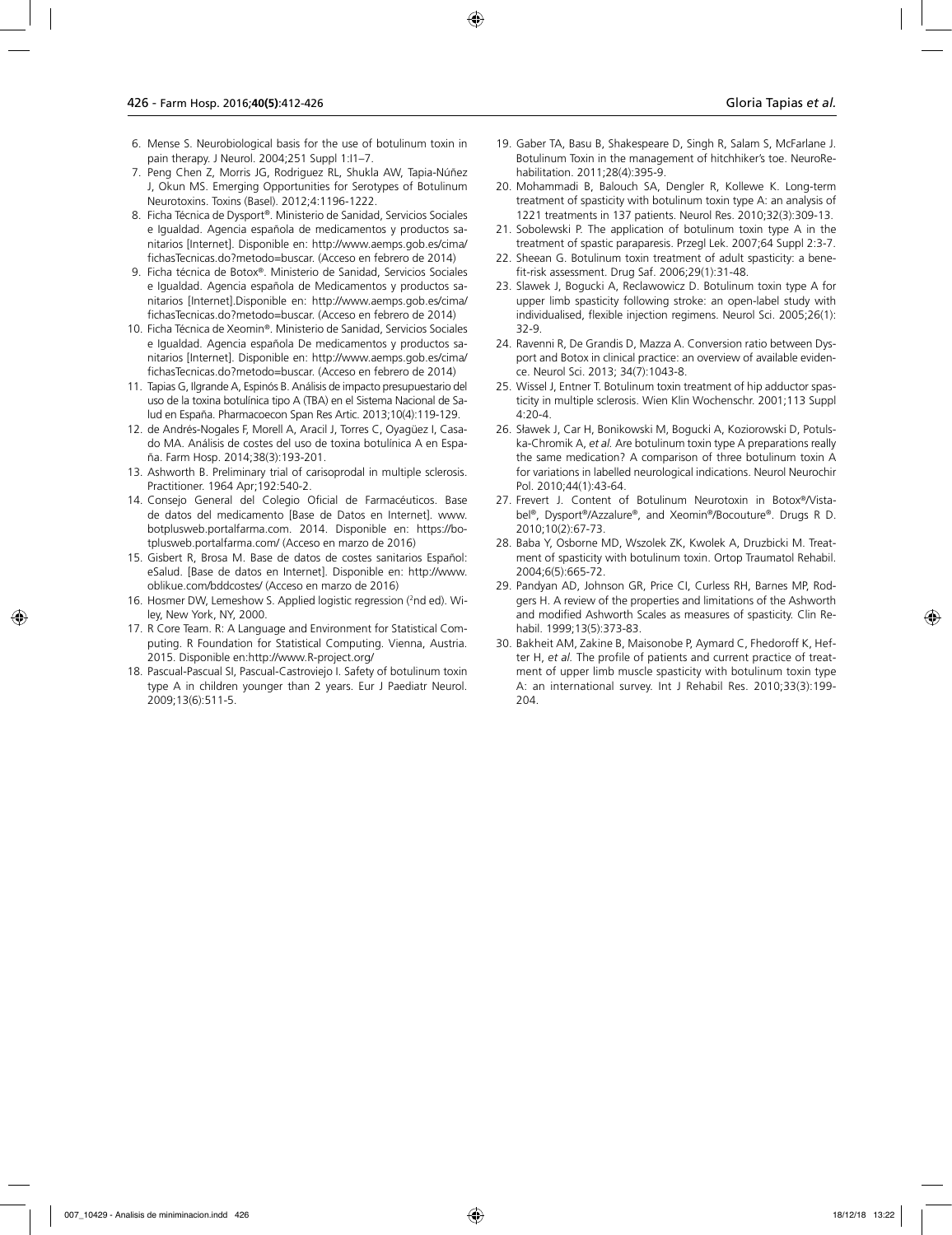6. Mense S. Neurobiological basis for the use of botulinum toxin in pain therapy. J Neurol. 2004;251 Suppl 1:I1–7.
7. Peng Chen Z, Morris JG, Rodriguez RL, Shukla AW, Tapia-Núñez J, Okun MS. Emerging Opportunities for Serotypes of Botulinum Neurotoxins. Toxins (Basel). 2012;4:1196-1222.
8. Ficha Técnica de Dysport®. Ministerio de Sanidad, Servicios Sociales e Igualdad. Agencia española de medicamentos y productos sanitarios [Internet]. Disponible en: http://www.aemps.gob.es/cima/fichasTecnicas.do?metodo=buscar. (Acceso en febrero de 2014)
9. Ficha técnica de Botox®. Ministerio de Sanidad, Servicios Sociales e Igualdad. Agencia española de Medicamentos y productos sanitarios [Internet].Disponible en: http://www.aemps.gob.es/cima/fichasTecnicas.do?metodo=buscar. (Acceso en febrero de 2014)
10. Ficha Técnica de Xeomin®. Ministerio de Sanidad, Servicios Sociales e Igualdad. Agencia española De medicamentos y productos sanitarios [Internet]. Disponible en: http://www.aemps.gob.es/cima/fichasTecnicas.do?metodo=buscar. (Acceso en febrero de 2014)
11. Tapias G, Ilgrande A, Espinós B. Análisis de impacto presupuestario del uso de la toxina botulínica tipo A (TBA) en el Sistema Nacional de Salud en España. Pharmacoecon Span Res Artic. 2013;10(4):119-129.
12. de Andrés-Nogales F, Morell A, Aracil J, Torres C, Oyagüez I, Casado MA. Análisis de costes del uso de toxina botulínica A en España. Farm Hosp. 2014;38(3):193-201.
13. Ashworth B. Preliminary trial of carisoprodal in multiple sclerosis. Practitioner. 1964 Apr;192:540-2.
14. Consejo General del Colegio Oficial de Farmacéuticos. Base de datos del medicamento [Base de Datos en Internet]. www.botplusweb.portalfarma.com. 2014. Disponible en: https://botplusweb.portalfarma.com/ (Acceso en marzo de 2016)
15. Gisbert R, Brosa M. Base de datos de costes sanitarios Español: eSalud. [Base de datos en Internet]. Disponible en: http://www.oblikue.com/bddcostes/ (Acceso en marzo de 2016)
16. Hosmer DW, Lemeshow S. Applied logistic regression (2nd ed). Wiley, New York, NY, 2000.
17. R Core Team. R: A Language and Environment for Statistical Computing. R Foundation for Statistical Computing. Vienna, Austria. 2015. Disponible en:http://www.R-project.org/
18. Pascual-Pascual SI, Pascual-Castroviejo I. Safety of botulinum toxin type A in children younger than 2 years. Eur J Paediatr Neurol. 2009;13(6):511-5.
19. Gaber TA, Basu B, Shakespeare D, Singh R, Salam S, McFarlane J. Botulinum Toxin in the management of hitchhiker's toe. NeuroRehabilitation. 2011;28(4):395-9.
20. Mohammadi B, Balouch SA, Dengler R, Kollewe K. Long-term treatment of spasticity with botulinum toxin type A: an analysis of 1221 treatments in 137 patients. Neurol Res. 2010;32(3):309-13.
21. Sobolewski P. The application of botulinum toxin type A in the treatment of spastic paraparesis. Przegl Lek. 2007;64 Suppl 2:3-7.
22. Sheean G. Botulinum toxin treatment of adult spasticity: a benefit-risk assessment. Drug Saf. 2006;29(1):31-48.
23. Slawek J, Bogucki A, Reclawowicz D. Botulinum toxin type A for upper limb spasticity following stroke: an open-label study with individualised, flexible injection regimens. Neurol Sci. 2005;26(1):32-9.
24. Ravenni R, De Grandis D, Mazza A. Conversion ratio between Dysport and Botox in clinical practice: an overview of available evidence. Neurol Sci. 2013; 34(7):1043-8.
25. Wissel J, Entner T. Botulinum toxin treatment of hip adductor spasticity in multiple sclerosis. Wien Klin Wochenschr. 2001;113 Suppl 4:20-4.
26. Sławek J, Car H, Bonikowski M, Bogucki A, Koziorowski D, Potulska-Chromik A, *et al.* Are botulinum toxin type A preparations really the same medication? A comparison of three botulinum toxin A for variations in labelled neurological indications. Neurol Neurochir Pol. 2010;44(1):43-64.
27. Frevert J. Content of Botulinum Neurotoxin in Botox®/Vistabel®, Dysport®/Azzalure®, and Xeomin®/Bocouture®. Drugs R D. 2010;10(2):67-73.
28. Baba Y, Osborne MD, Wszolek ZK, Kwolek A, Druzbicki M. Treatment of spasticity with botulinum toxin. Ortop Traumatol Rehabil. 2004;6(5):665-72.
29. Pandyan AD, Johnson GR, Price CI, Curless RH, Barnes MP, Rodgers H. A review of the properties and limitations of the Ashworth and modified Ashworth Scales as measures of spasticity. Clin Rehabil. 1999;13(5):373-83.
30. Bakheit AM, Zakine B, Maisonobe P, Aymard C, Fhedoroff K, Hefter H, *et al.* The profile of patients and current practice of treatment of upper limb muscle spasticity with botulinum toxin type A: an international survey. Int J Rehabil Res. 2010;33(3):199-204.